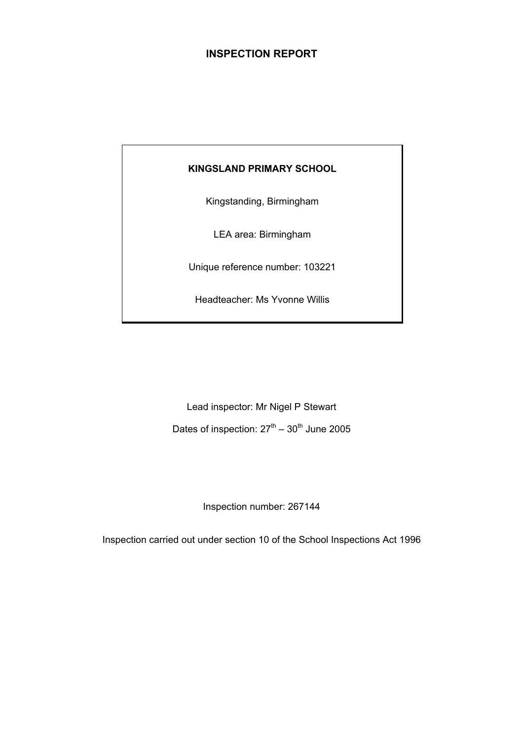# INSPECTION REPORT

**KINGSLAND PRIMARY SCHOOL**

Kingstanding, Birmingham

LEA area: Birmingham

Unique reference number: 103221

Headteacher: Ms Yvonne Willis

Lead inspector: Mr Nigel P Stewart

Dates of inspection: 27th – 30th June 2005

Inspection number: 267144

Inspection carried out under section 10 of the School Inspections Act 1996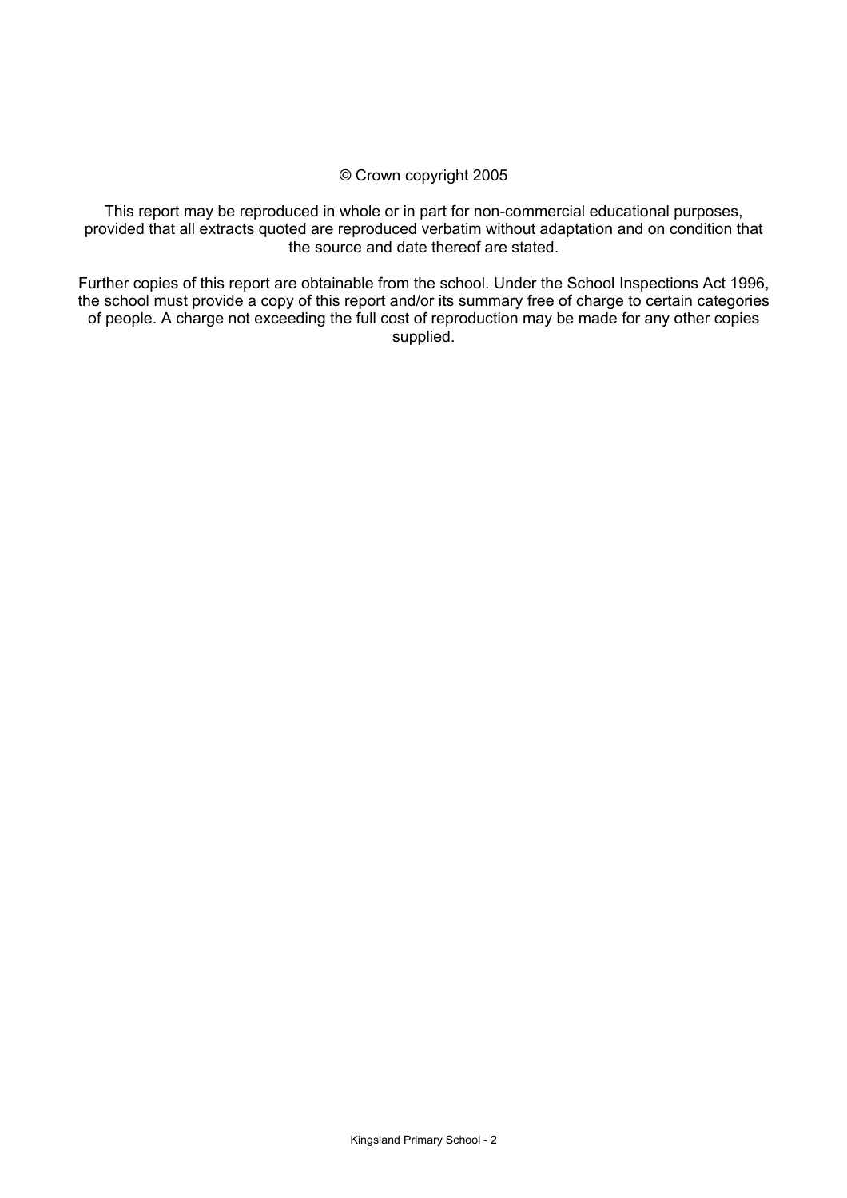© Crown copyright 2005

This report may be reproduced in whole or in part for non-commercial educational purposes, provided that all extracts quoted are reproduced verbatim without adaptation and on condition that the source and date thereof are stated.

Further copies of this report are obtainable from the school. Under the School Inspections Act 1996, the school must provide a copy of this report and/or its summary free of charge to certain categories of people. A charge not exceeding the full cost of reproduction may be made for any other copies supplied.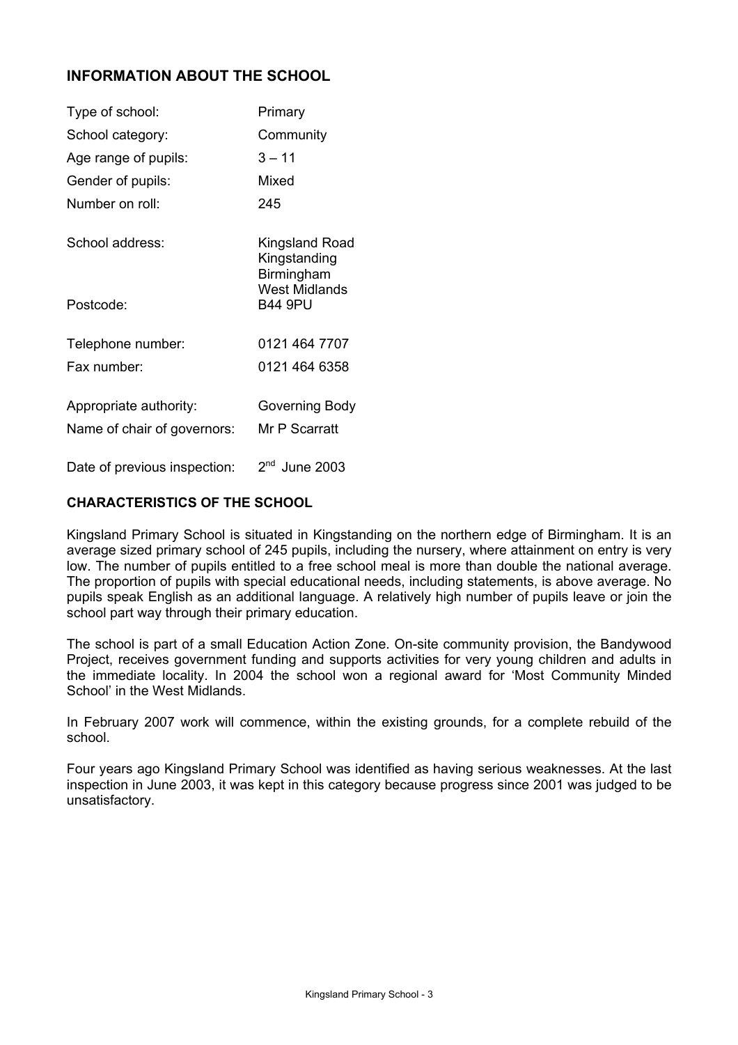## INFORMATION ABOUT THE SCHOOL

| | |
|---|---|
| Type of school: | Primary |
| School category: | Community |
| Age range of pupils: | 3 – 11 |
| Gender of pupils: | Mixed |
| Number on roll: | 245 |
| School address: | Kingsland Road<br>Kingstanding<br>Birmingham<br>West Midlands |
| Postcode: | B44 9PU |
| Telephone number: | 0121 464 7707 |
| Fax number: | 0121 464 6358 |
| Appropriate authority: | Governing Body |
| Name of chair of governors: | Mr P Scarratt |
| Date of previous inspection: | 2nd June 2003 |

## CHARACTERISTICS OF THE SCHOOL

Kingsland Primary School is situated in Kingstanding on the northern edge of Birmingham. It is an average sized primary school of 245 pupils, including the nursery, where attainment on entry is very low. The number of pupils entitled to a free school meal is more than double the national average. The proportion of pupils with special educational needs, including statements, is above average. No pupils speak English as an additional language. A relatively high number of pupils leave or join the school part way through their primary education.

The school is part of a small Education Action Zone. On-site community provision, the Bandywood Project, receives government funding and supports activities for very young children and adults in the immediate locality. In 2004 the school won a regional award for 'Most Community Minded School' in the West Midlands.

In February 2007 work will commence, within the existing grounds, for a complete rebuild of the school.

Four years ago Kingsland Primary School was identified as having serious weaknesses. At the last inspection in June 2003, it was kept in this category because progress since 2001 was judged to be unsatisfactory.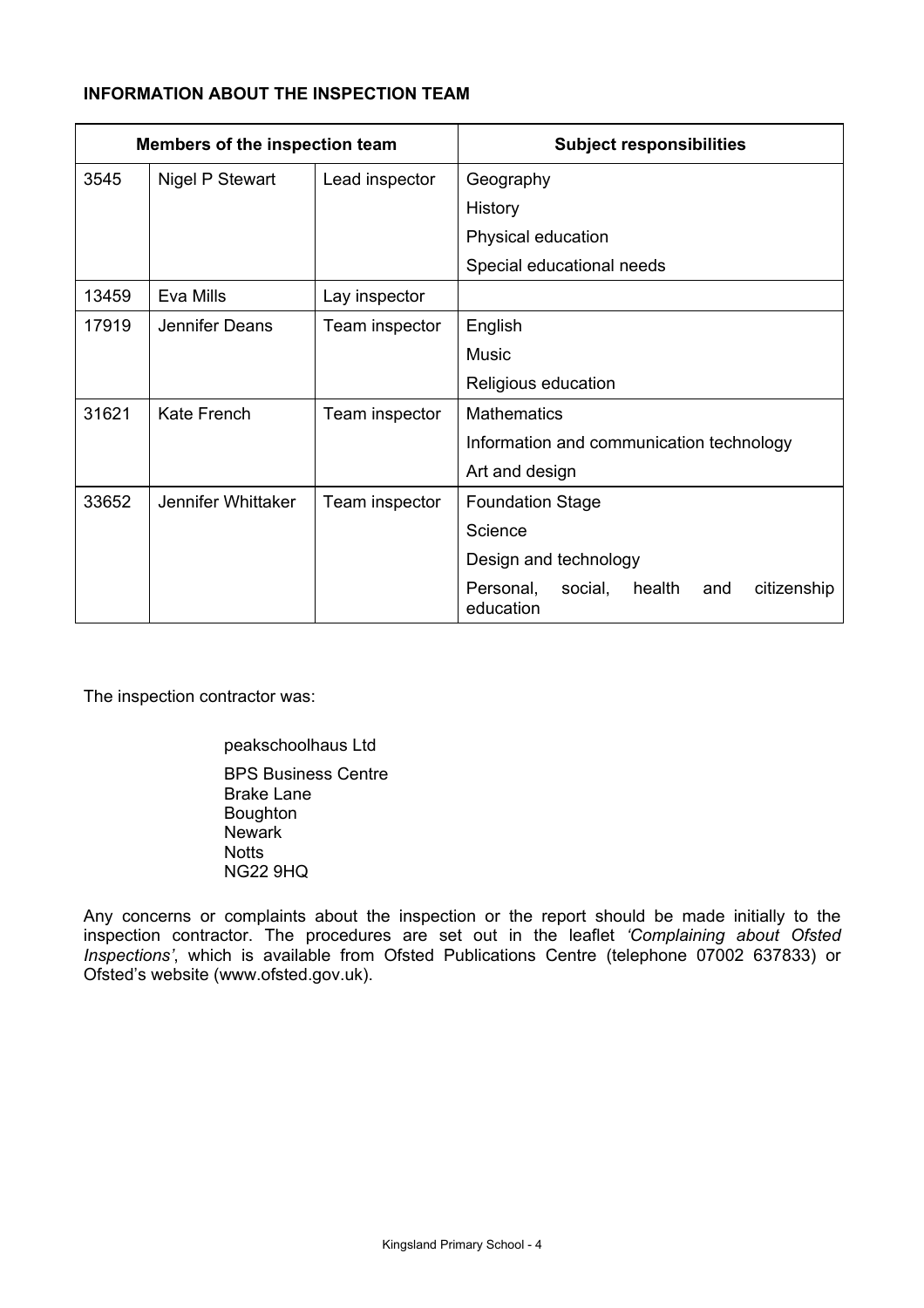**INFORMATION ABOUT THE INSPECTION TEAM**

| Members of the inspection team | | | Subject responsibilities |
|---|---|---|---|
| 3545 | Nigel P Stewart | Lead inspector | Geography |
| | | | History |
| | | | Physical education |
| | | | Special educational needs |
| 13459 | Eva Mills | Lay inspector | |
| 17919 | Jennifer Deans | Team inspector | English |
| | | | Music |
| | | | Religious education |
| 31621 | Kate French | Team inspector | Mathematics |
| | | | Information and communication technology |
| | | | Art and design |
| 33652 | Jennifer Whittaker | Team inspector | Foundation Stage |
| | | | Science |
| | | | Design and technology |
| | | | Personal, social, health and citizenship education |

The inspection contractor was:

peakschoolhaus Ltd

BPS Business Centre
Brake Lane
Boughton
Newark
Notts
NG22 9HQ

Any concerns or complaints about the inspection or the report should be made initially to the inspection contractor. The procedures are set out in the leaflet *'Complaining about Ofsted Inspections'*, which is available from Ofsted Publications Centre (telephone 07002 637833) or Ofsted's website (www.ofsted.gov.uk).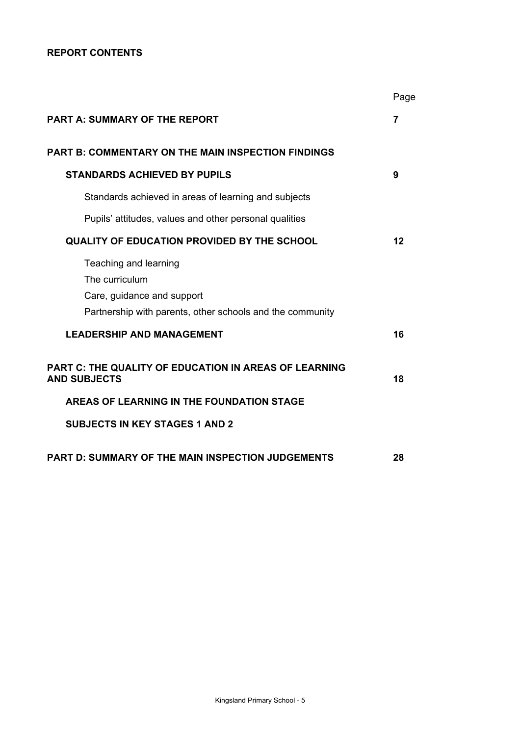## REPORT CONTENTS

| | Page |
|---|---|
| **PART A: SUMMARY OF THE REPORT** | **7** |
| **PART B: COMMENTARY ON THE MAIN INSPECTION FINDINGS** | |
| **STANDARDS ACHIEVED BY PUPILS** | **9** |
| Standards achieved in areas of learning and subjects | |
| Pupils' attitudes, values and other personal qualities | |
| **QUALITY OF EDUCATION PROVIDED BY THE SCHOOL** | **12** |
| Teaching and learning | |
| The curriculum | |
| Care, guidance and support | |
| Partnership with parents, other schools and the community | |
| **LEADERSHIP AND MANAGEMENT** | **16** |
| **PART C: THE QUALITY OF EDUCATION IN AREAS OF LEARNING AND SUBJECTS** | **18** |
| **AREAS OF LEARNING IN THE FOUNDATION STAGE** | |
| **SUBJECTS IN KEY STAGES 1 AND 2** | |
| **PART D: SUMMARY OF THE MAIN INSPECTION JUDGEMENTS** | **28** |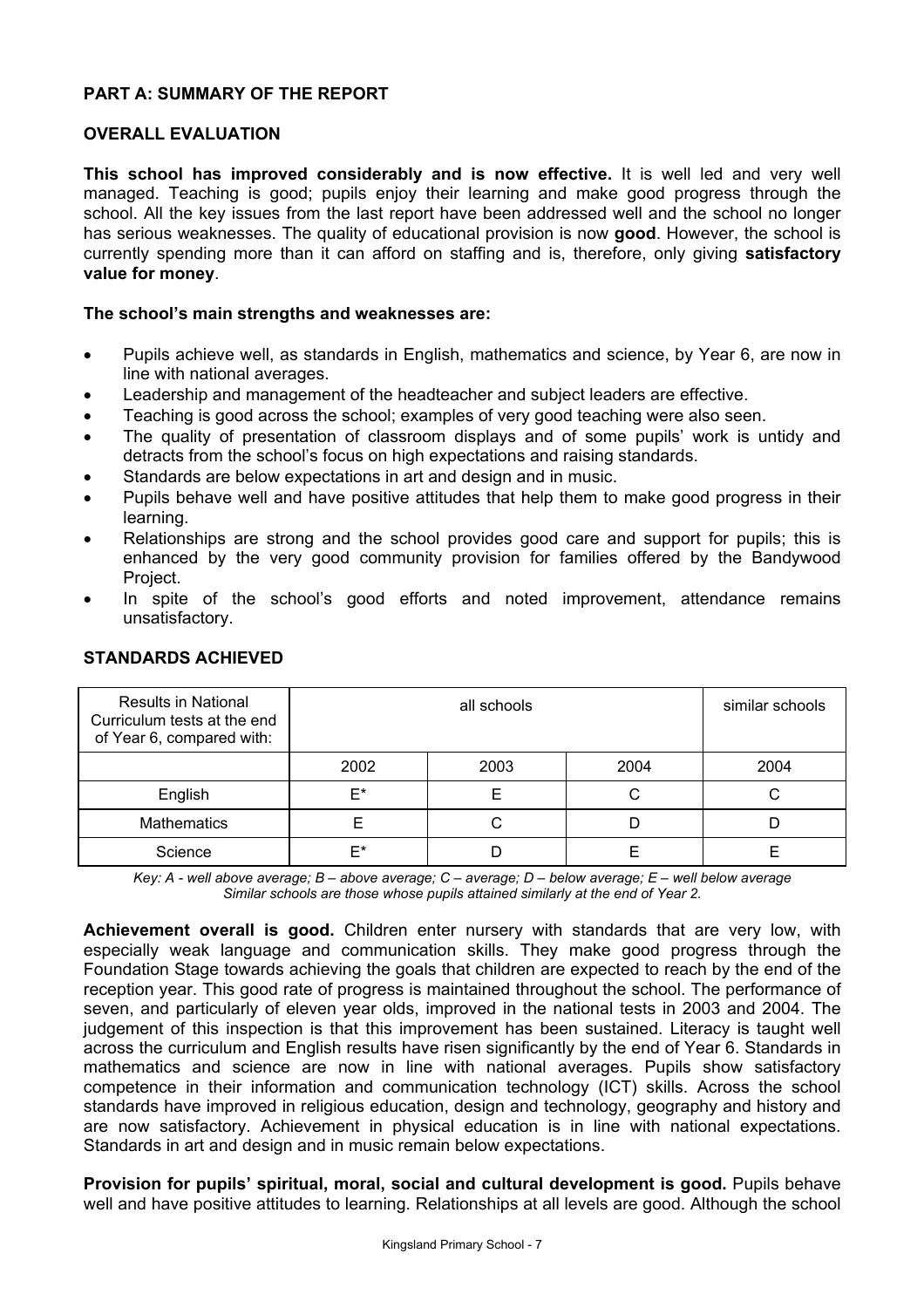## PART A: SUMMARY OF THE REPORT

### OVERALL EVALUATION

**This school has improved considerably and is now effective.** It is well led and very well managed. Teaching is good; pupils enjoy their learning and make good progress through the school. All the key issues from the last report have been addressed well and the school no longer has serious weaknesses. The quality of educational provision is now **good**. However, the school is currently spending more than it can afford on staffing and is, therefore, only giving **satisfactory value for money**.

**The school's main strengths and weaknesses are:**

- Pupils achieve well, as standards in English, mathematics and science, by Year 6, are now in line with national averages.
- Leadership and management of the headteacher and subject leaders are effective.
- Teaching is good across the school; examples of very good teaching were also seen.
- The quality of presentation of classroom displays and of some pupils' work is untidy and detracts from the school's focus on high expectations and raising standards.
- Standards are below expectations in art and design and in music.
- Pupils behave well and have positive attitudes that help them to make good progress in their learning.
- Relationships are strong and the school provides good care and support for pupils; this is enhanced by the very good community provision for families offered by the Bandywood Project.
- In spite of the school's good efforts and noted improvement, attendance remains unsatisfactory.

### STANDARDS ACHIEVED

| Results in National Curriculum tests at the end of Year 6, compared with: | all schools | | | similar schools |
|---|---|---|---|---|
| | 2002 | 2003 | 2004 | 2004 |
| English | E* | E | C | C |
| Mathematics | E | C | D | D |
| Science | E* | D | E | E |

*Key: A - well above average; B – above average; C – average; D – below average; E – well below average*
*Similar schools are those whose pupils attained similarly at the end of Year 2.*

**Achievement overall is good.** Children enter nursery with standards that are very low, with especially weak language and communication skills. They make good progress through the Foundation Stage towards achieving the goals that children are expected to reach by the end of the reception year. This good rate of progress is maintained throughout the school. The performance of seven, and particularly of eleven year olds, improved in the national tests in 2003 and 2004. The judgement of this inspection is that this improvement has been sustained. Literacy is taught well across the curriculum and English results have risen significantly by the end of Year 6. Standards in mathematics and science are now in line with national averages. Pupils show satisfactory competence in their information and communication technology (ICT) skills. Across the school standards have improved in religious education, design and technology, geography and history and are now satisfactory. Achievement in physical education is in line with national expectations. Standards in art and design and in music remain below expectations.

**Provision for pupils' spiritual, moral, social and cultural development is good.** Pupils behave well and have positive attitudes to learning. Relationships at all levels are good. Although the school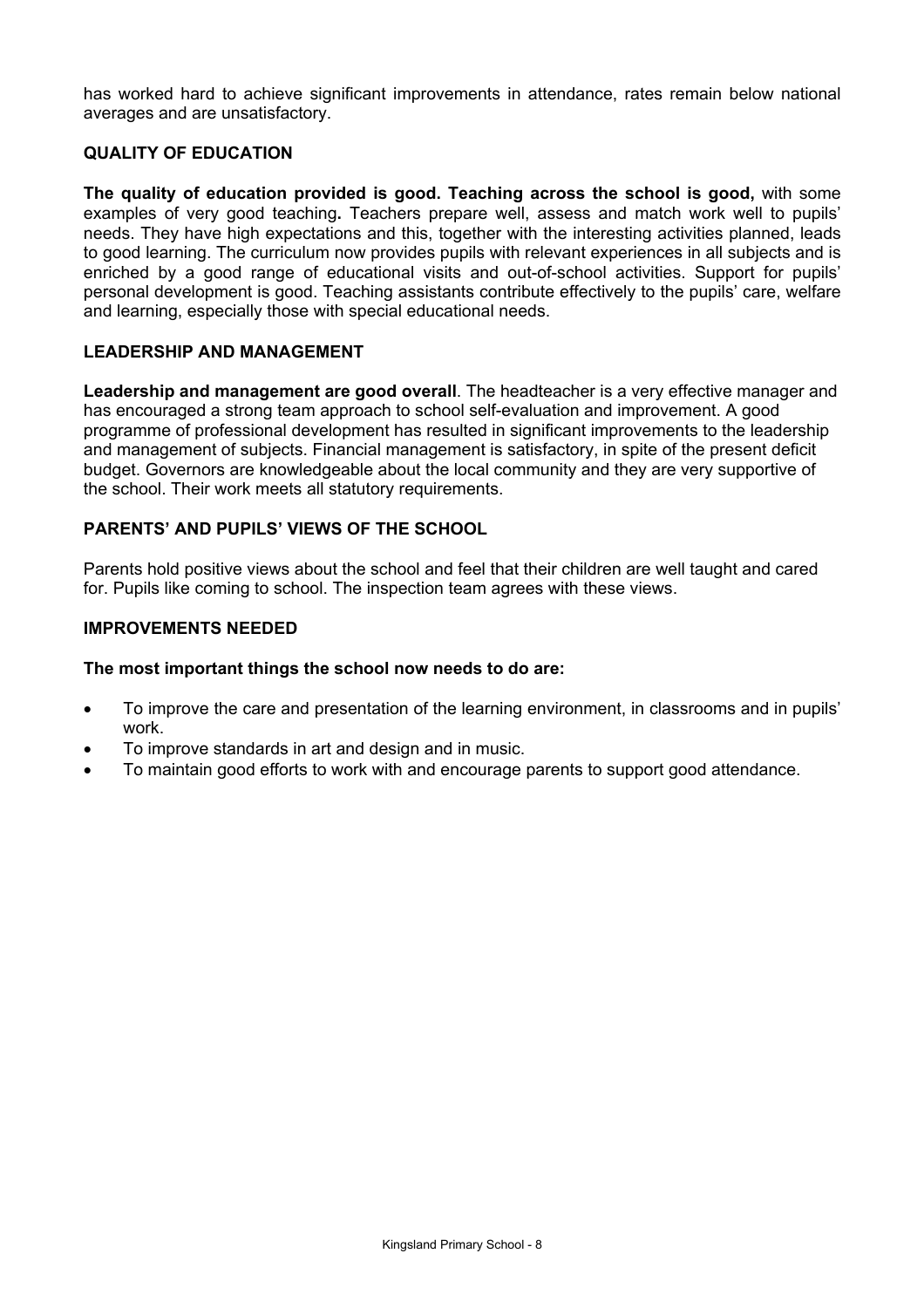has worked hard to achieve significant improvements in attendance, rates remain below national averages and are unsatisfactory.

### QUALITY OF EDUCATION

**The quality of education provided is good. Teaching across the school is good,** with some examples of very good teaching**.** Teachers prepare well, assess and match work well to pupils' needs. They have high expectations and this, together with the interesting activities planned, leads to good learning. The curriculum now provides pupils with relevant experiences in all subjects and is enriched by a good range of educational visits and out-of-school activities. Support for pupils' personal development is good. Teaching assistants contribute effectively to the pupils' care, welfare and learning, especially those with special educational needs.

### LEADERSHIP AND MANAGEMENT

**Leadership and management are good overall**. The headteacher is a very effective manager and has encouraged a strong team approach to school self-evaluation and improvement. A good programme of professional development has resulted in significant improvements to the leadership and management of subjects. Financial management is satisfactory, in spite of the present deficit budget. Governors are knowledgeable about the local community and they are very supportive of the school. Their work meets all statutory requirements.

### PARENTS' AND PUPILS' VIEWS OF THE SCHOOL

Parents hold positive views about the school and feel that their children are well taught and cared for. Pupils like coming to school. The inspection team agrees with these views.

### IMPROVEMENTS NEEDED

**The most important things the school now needs to do are:**

- To improve the care and presentation of the learning environment, in classrooms and in pupils' work.
- To improve standards in art and design and in music.
- To maintain good efforts to work with and encourage parents to support good attendance.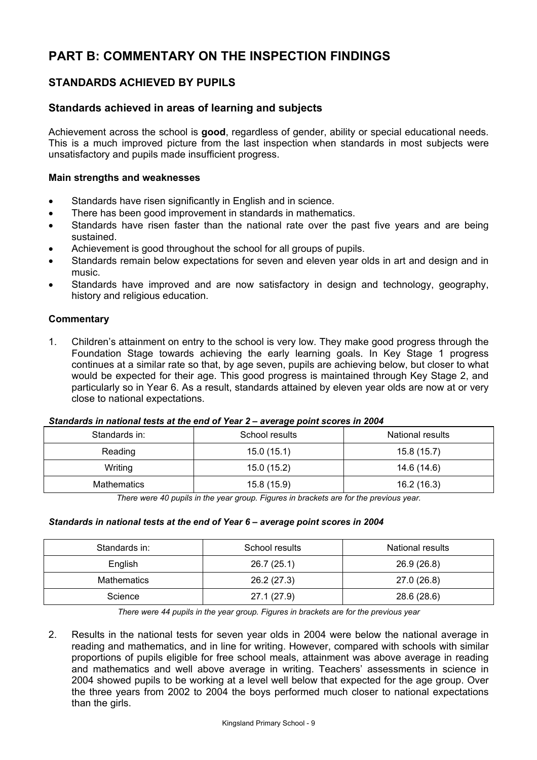# PART B: COMMENTARY ON THE INSPECTION FINDINGS

## STANDARDS ACHIEVED BY PUPILS

### Standards achieved in areas of learning and subjects

Achievement across the school is **good**, regardless of gender, ability or special educational needs. This is a much improved picture from the last inspection when standards in most subjects were unsatisfactory and pupils made insufficient progress.

**Main strengths and weaknesses**

- Standards have risen significantly in English and in science.
- There has been good improvement in standards in mathematics.
- Standards have risen faster than the national rate over the past five years and are being sustained.
- Achievement is good throughout the school for all groups of pupils.
- Standards remain below expectations for seven and eleven year olds in art and design and in music.
- Standards have improved and are now satisfactory in design and technology, geography, history and religious education.

**Commentary**

1. Children's attainment on entry to the school is very low. They make good progress through the Foundation Stage towards achieving the early learning goals. In Key Stage 1 progress continues at a similar rate so that, by age seven, pupils are achieving below, but closer to what would be expected for their age. This good progress is maintained through Key Stage 2, and particularly so in Year 6. As a result, standards attained by eleven year olds are now at or very close to national expectations.

***Standards in national tests at the end of Year 2 – average point scores in 2004***

| Standards in: | School results | National results |
|---|---|---|
| Reading | 15.0 (15.1) | 15.8 (15.7) |
| Writing | 15.0 (15.2) | 14.6 (14.6) |
| Mathematics | 15.8 (15.9) | 16.2 (16.3) |

*There were 40 pupils in the year group. Figures in brackets are for the previous year.*

***Standards in national tests at the end of Year 6 – average point scores in 2004***

| Standards in: | School results | National results |
|---|---|---|
| English | 26.7 (25.1) | 26.9 (26.8) |
| Mathematics | 26.2 (27.3) | 27.0 (26.8) |
| Science | 27.1 (27.9) | 28.6 (28.6) |

*There were 44 pupils in the year group. Figures in brackets are for the previous year*

2. Results in the national tests for seven year olds in 2004 were below the national average in reading and mathematics, and in line for writing. However, compared with schools with similar proportions of pupils eligible for free school meals, attainment was above average in reading and mathematics and well above average in writing. Teachers' assessments in science in 2004 showed pupils to be working at a level well below that expected for the age group. Over the three years from 2002 to 2004 the boys performed much closer to national expectations than the girls.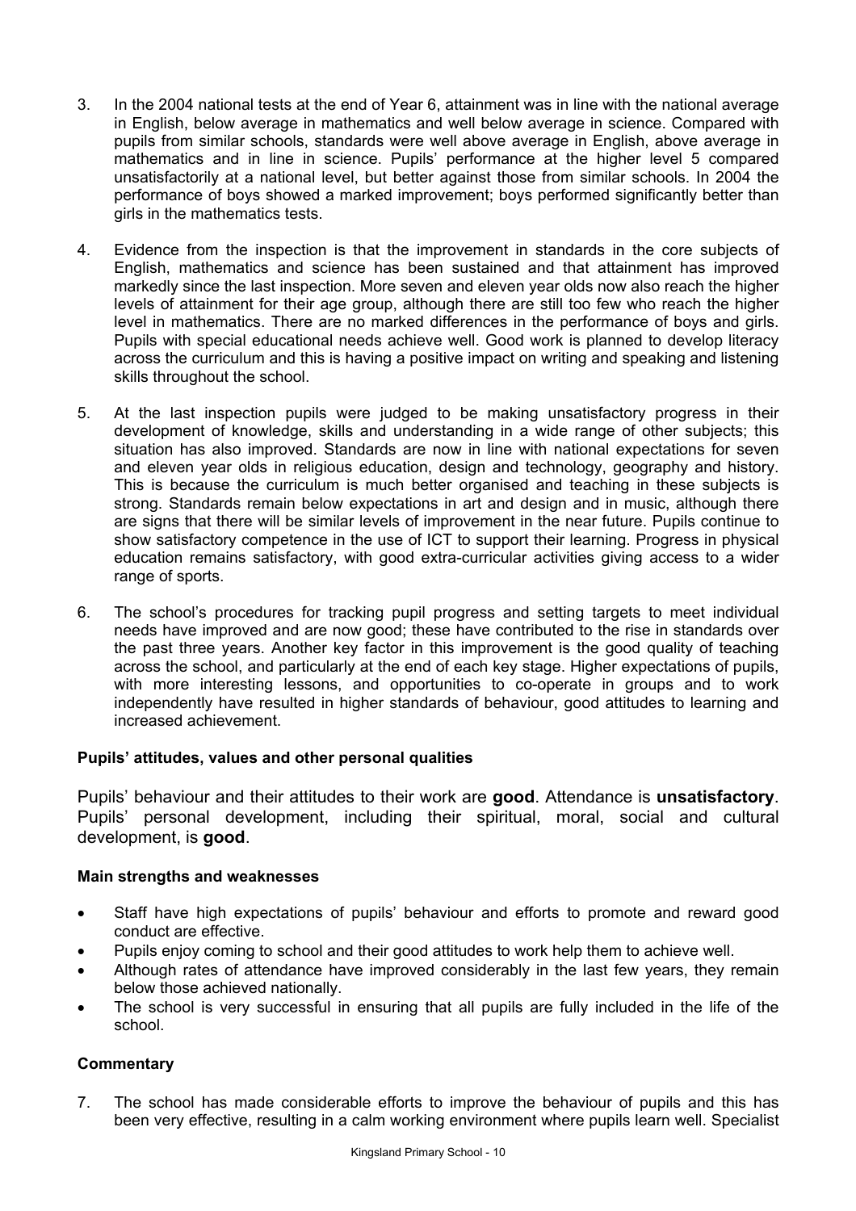3. In the 2004 national tests at the end of Year 6, attainment was in line with the national average in English, below average in mathematics and well below average in science. Compared with pupils from similar schools, standards were well above average in English, above average in mathematics and in line in science. Pupils' performance at the higher level 5 compared unsatisfactorily at a national level, but better against those from similar schools. In 2004 the performance of boys showed a marked improvement; boys performed significantly better than girls in the mathematics tests.

4. Evidence from the inspection is that the improvement in standards in the core subjects of English, mathematics and science has been sustained and that attainment has improved markedly since the last inspection. More seven and eleven year olds now also reach the higher levels of attainment for their age group, although there are still too few who reach the higher level in mathematics. There are no marked differences in the performance of boys and girls. Pupils with special educational needs achieve well. Good work is planned to develop literacy across the curriculum and this is having a positive impact on writing and speaking and listening skills throughout the school.

5. At the last inspection pupils were judged to be making unsatisfactory progress in their development of knowledge, skills and understanding in a wide range of other subjects; this situation has also improved. Standards are now in line with national expectations for seven and eleven year olds in religious education, design and technology, geography and history. This is because the curriculum is much better organised and teaching in these subjects is strong. Standards remain below expectations in art and design and in music, although there are signs that there will be similar levels of improvement in the near future. Pupils continue to show satisfactory competence in the use of ICT to support their learning. Progress in physical education remains satisfactory, with good extra-curricular activities giving access to a wider range of sports.

6. The school's procedures for tracking pupil progress and setting targets to meet individual needs have improved and are now good; these have contributed to the rise in standards over the past three years. Another key factor in this improvement is the good quality of teaching across the school, and particularly at the end of each key stage. Higher expectations of pupils, with more interesting lessons, and opportunities to co-operate in groups and to work independently have resulted in higher standards of behaviour, good attitudes to learning and increased achievement.

### Pupils' attitudes, values and other personal qualities

Pupils' behaviour and their attitudes to their work are **good**. Attendance is **unsatisfactory**. Pupils' personal development, including their spiritual, moral, social and cultural development, is **good**.

#### Main strengths and weaknesses

- Staff have high expectations of pupils' behaviour and efforts to promote and reward good conduct are effective.
- Pupils enjoy coming to school and their good attitudes to work help them to achieve well.
- Although rates of attendance have improved considerably in the last few years, they remain below those achieved nationally.
- The school is very successful in ensuring that all pupils are fully included in the life of the school.

#### Commentary

7. The school has made considerable efforts to improve the behaviour of pupils and this has been very effective, resulting in a calm working environment where pupils learn well. Specialist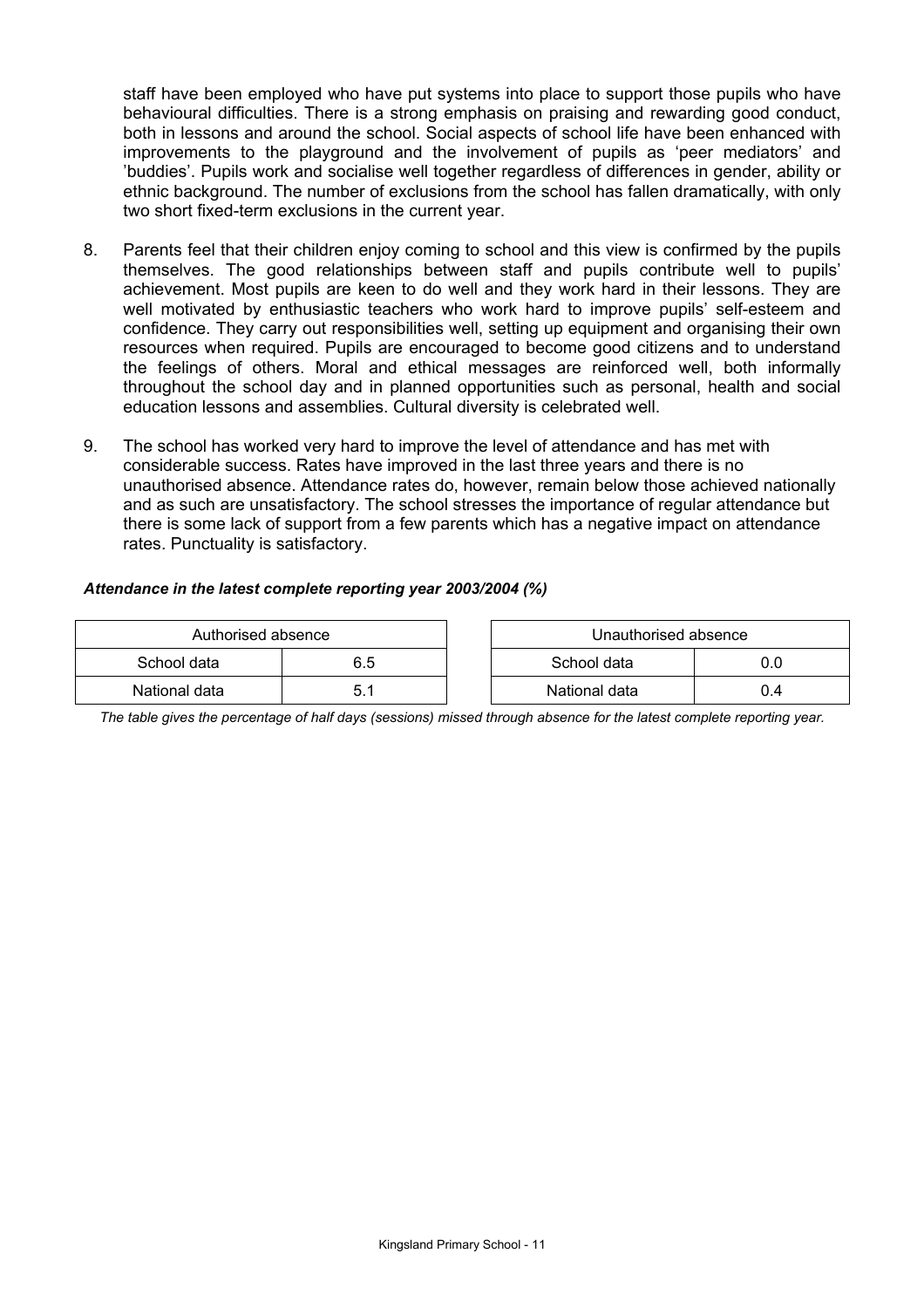staff have been employed who have put systems into place to support those pupils who have behavioural difficulties. There is a strong emphasis on praising and rewarding good conduct, both in lessons and around the school. Social aspects of school life have been enhanced with improvements to the playground and the involvement of pupils as 'peer mediators' and 'buddies'. Pupils work and socialise well together regardless of differences in gender, ability or ethnic background. The number of exclusions from the school has fallen dramatically, with only two short fixed-term exclusions in the current year.

8. Parents feel that their children enjoy coming to school and this view is confirmed by the pupils themselves. The good relationships between staff and pupils contribute well to pupils' achievement. Most pupils are keen to do well and they work hard in their lessons. They are well motivated by enthusiastic teachers who work hard to improve pupils' self-esteem and confidence. They carry out responsibilities well, setting up equipment and organising their own resources when required. Pupils are encouraged to become good citizens and to understand the feelings of others. Moral and ethical messages are reinforced well, both informally throughout the school day and in planned opportunities such as personal, health and social education lessons and assemblies. Cultural diversity is celebrated well.

9. The school has worked very hard to improve the level of attendance and has met with considerable success. Rates have improved in the last three years and there is no unauthorised absence. Attendance rates do, however, remain below those achieved nationally and as such are unsatisfactory. The school stresses the importance of regular attendance but there is some lack of support from a few parents which has a negative impact on attendance rates. Punctuality is satisfactory.

***Attendance in the latest complete reporting year 2003/2004 (%)***

| Authorised absence | |
|---|---|
| School data | 6.5 |
| National data | 5.1 |

| Unauthorised absence | |
|---|---|
| School data | 0.0 |
| National data | 0.4 |

*The table gives the percentage of half days (sessions) missed through absence for the latest complete reporting year.*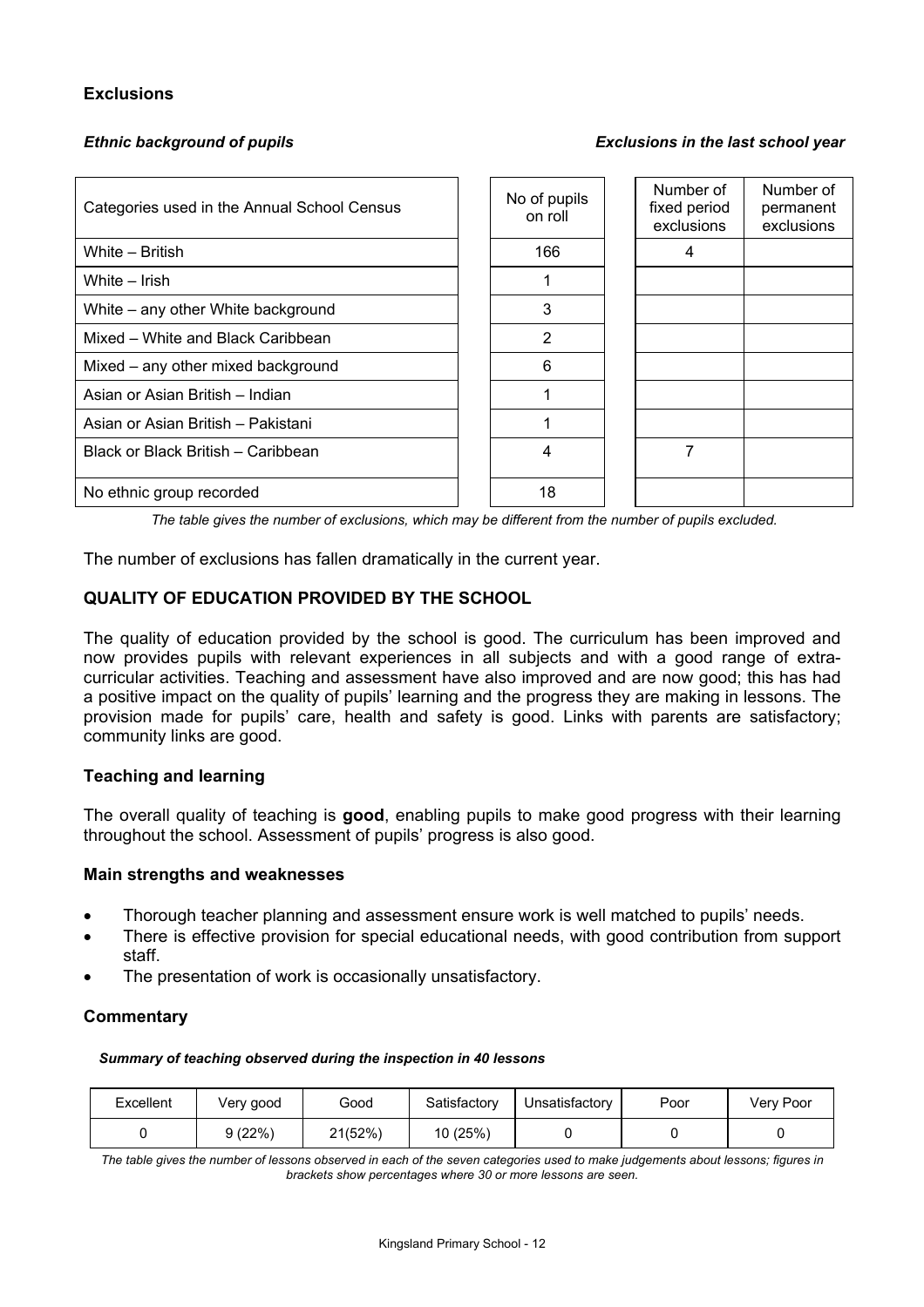## Exclusions

*Ethnic background of pupils* — *Exclusions in the last school year*

| Categories used in the Annual School Census | No of pupils on roll | Number of fixed period exclusions | Number of permanent exclusions |
|---|---|---|---|
| White – British | 166 | 4 | |
| White – Irish | 1 | | |
| White – any other White background | 3 | | |
| Mixed – White and Black Caribbean | 2 | | |
| Mixed – any other mixed background | 6 | | |
| Asian or Asian British – Indian | 1 | | |
| Asian or Asian British – Pakistani | 1 | | |
| Black or Black British – Caribbean | 4 | 7 | |
| No ethnic group recorded | 18 | | |

*The table gives the number of exclusions, which may be different from the number of pupils excluded.*

The number of exclusions has fallen dramatically in the current year.

## QUALITY OF EDUCATION PROVIDED BY THE SCHOOL

The quality of education provided by the school is good. The curriculum has been improved and now provides pupils with relevant experiences in all subjects and with a good range of extra-curricular activities. Teaching and assessment have also improved and are now good; this has had a positive impact on the quality of pupils' learning and the progress they are making in lessons. The provision made for pupils' care, health and safety is good. Links with parents are satisfactory; community links are good.

### Teaching and learning

The overall quality of teaching is **good**, enabling pupils to make good progress with their learning throughout the school. Assessment of pupils' progress is also good.

### Main strengths and weaknesses

- Thorough teacher planning and assessment ensure work is well matched to pupils' needs.
- There is effective provision for special educational needs, with good contribution from support staff.
- The presentation of work is occasionally unsatisfactory.

### Commentary

***Summary of teaching observed during the inspection in 40 lessons***

| Excellent | Very good | Good | Satisfactory | Unsatisfactory | Poor | Very Poor |
|---|---|---|---|---|---|---|
| 0 | 9 (22%) | 21(52%) | 10 (25%) | 0 | 0 | 0 |

*The table gives the number of lessons observed in each of the seven categories used to make judgements about lessons; figures in brackets show percentages where 30 or more lessons are seen.*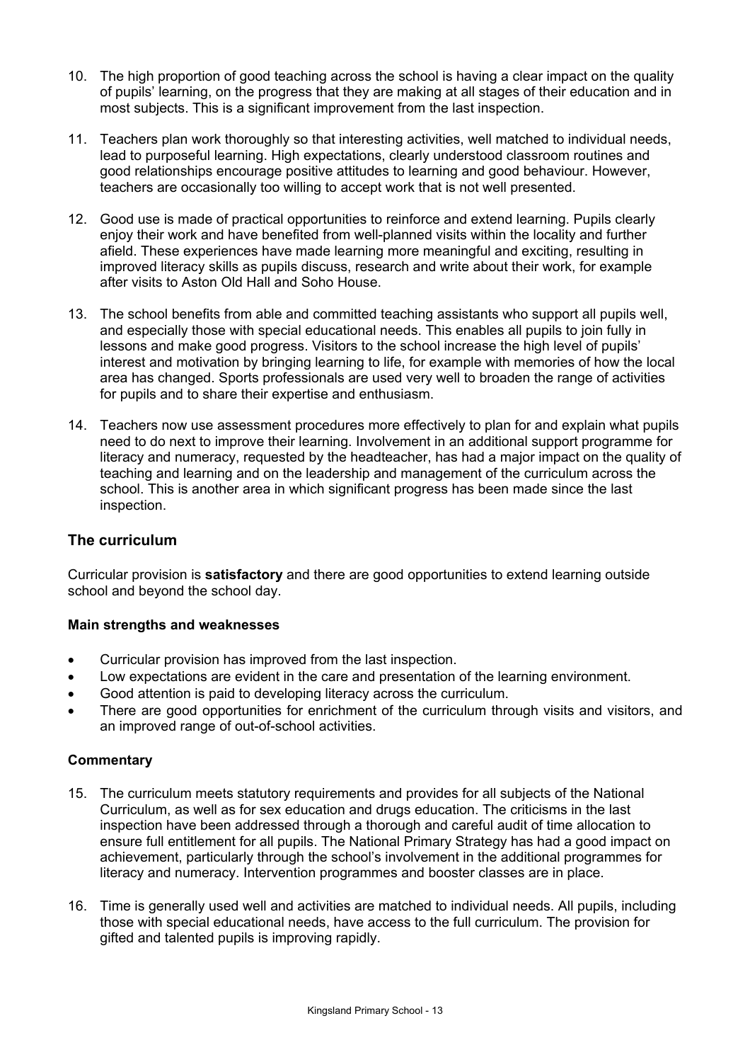10. The high proportion of good teaching across the school is having a clear impact on the quality of pupils' learning, on the progress that they are making at all stages of their education and in most subjects. This is a significant improvement from the last inspection.

11. Teachers plan work thoroughly so that interesting activities, well matched to individual needs, lead to purposeful learning. High expectations, clearly understood classroom routines and good relationships encourage positive attitudes to learning and good behaviour. However, teachers are occasionally too willing to accept work that is not well presented.

12. Good use is made of practical opportunities to reinforce and extend learning. Pupils clearly enjoy their work and have benefited from well-planned visits within the locality and further afield. These experiences have made learning more meaningful and exciting, resulting in improved literacy skills as pupils discuss, research and write about their work, for example after visits to Aston Old Hall and Soho House.

13. The school benefits from able and committed teaching assistants who support all pupils well, and especially those with special educational needs. This enables all pupils to join fully in lessons and make good progress. Visitors to the school increase the high level of pupils' interest and motivation by bringing learning to life, for example with memories of how the local area has changed. Sports professionals are used very well to broaden the range of activities for pupils and to share their expertise and enthusiasm.

14. Teachers now use assessment procedures more effectively to plan for and explain what pupils need to do next to improve their learning. Involvement in an additional support programme for literacy and numeracy, requested by the headteacher, has had a major impact on the quality of teaching and learning and on the leadership and management of the curriculum across the school. This is another area in which significant progress has been made since the last inspection.

## The curriculum

Curricular provision is **satisfactory** and there are good opportunities to extend learning outside school and beyond the school day.

### Main strengths and weaknesses

- Curricular provision has improved from the last inspection.
- Low expectations are evident in the care and presentation of the learning environment.
- Good attention is paid to developing literacy across the curriculum.
- There are good opportunities for enrichment of the curriculum through visits and visitors, and an improved range of out-of-school activities.

### Commentary

15. The curriculum meets statutory requirements and provides for all subjects of the National Curriculum, as well as for sex education and drugs education. The criticisms in the last inspection have been addressed through a thorough and careful audit of time allocation to ensure full entitlement for all pupils. The National Primary Strategy has had a good impact on achievement, particularly through the school's involvement in the additional programmes for literacy and numeracy. Intervention programmes and booster classes are in place.

16. Time is generally used well and activities are matched to individual needs. All pupils, including those with special educational needs, have access to the full curriculum. The provision for gifted and talented pupils is improving rapidly.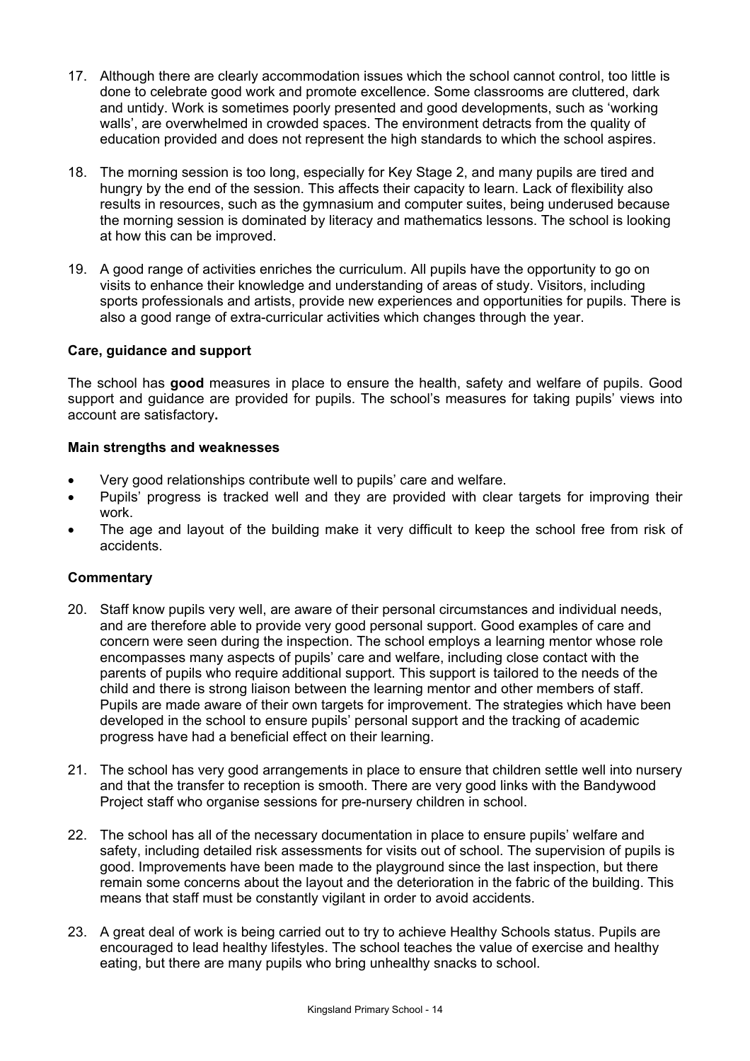17. Although there are clearly accommodation issues which the school cannot control, too little is done to celebrate good work and promote excellence. Some classrooms are cluttered, dark and untidy. Work is sometimes poorly presented and good developments, such as 'working walls', are overwhelmed in crowded spaces. The environment detracts from the quality of education provided and does not represent the high standards to which the school aspires.

18. The morning session is too long, especially for Key Stage 2, and many pupils are tired and hungry by the end of the session. This affects their capacity to learn. Lack of flexibility also results in resources, such as the gymnasium and computer suites, being underused because the morning session is dominated by literacy and mathematics lessons. The school is looking at how this can be improved.

19. A good range of activities enriches the curriculum. All pupils have the opportunity to go on visits to enhance their knowledge and understanding of areas of study. Visitors, including sports professionals and artists, provide new experiences and opportunities for pupils. There is also a good range of extra-curricular activities which changes through the year.

### Care, guidance and support

The school has **good** measures in place to ensure the health, safety and welfare of pupils. Good support and guidance are provided for pupils. The school's measures for taking pupils' views into account are satisfactory**.**

#### Main strengths and weaknesses

- Very good relationships contribute well to pupils' care and welfare.
- Pupils' progress is tracked well and they are provided with clear targets for improving their work.
- The age and layout of the building make it very difficult to keep the school free from risk of accidents.

#### Commentary

20. Staff know pupils very well, are aware of their personal circumstances and individual needs, and are therefore able to provide very good personal support. Good examples of care and concern were seen during the inspection. The school employs a learning mentor whose role encompasses many aspects of pupils' care and welfare, including close contact with the parents of pupils who require additional support. This support is tailored to the needs of the child and there is strong liaison between the learning mentor and other members of staff. Pupils are made aware of their own targets for improvement. The strategies which have been developed in the school to ensure pupils' personal support and the tracking of academic progress have had a beneficial effect on their learning.

21. The school has very good arrangements in place to ensure that children settle well into nursery and that the transfer to reception is smooth. There are very good links with the Bandywood Project staff who organise sessions for pre-nursery children in school.

22. The school has all of the necessary documentation in place to ensure pupils' welfare and safety, including detailed risk assessments for visits out of school. The supervision of pupils is good. Improvements have been made to the playground since the last inspection, but there remain some concerns about the layout and the deterioration in the fabric of the building. This means that staff must be constantly vigilant in order to avoid accidents.

23. A great deal of work is being carried out to try to achieve Healthy Schools status. Pupils are encouraged to lead healthy lifestyles. The school teaches the value of exercise and healthy eating, but there are many pupils who bring unhealthy snacks to school.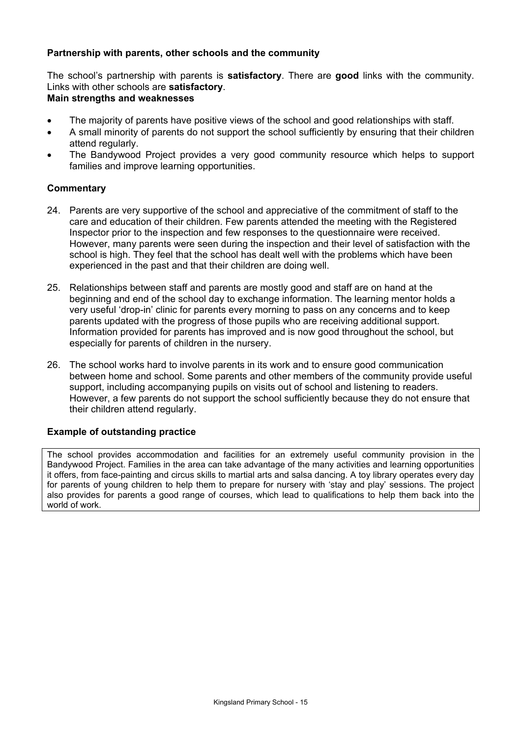### Partnership with parents, other schools and the community

The school's partnership with parents is **satisfactory**. There are **good** links with the community. Links with other schools are **satisfactory**.

**Main strengths and weaknesses**

- The majority of parents have positive views of the school and good relationships with staff.
- A small minority of parents do not support the school sufficiently by ensuring that their children attend regularly.
- The Bandywood Project provides a very good community resource which helps to support families and improve learning opportunities.

**Commentary**

24. Parents are very supportive of the school and appreciative of the commitment of staff to the care and education of their children. Few parents attended the meeting with the Registered Inspector prior to the inspection and few responses to the questionnaire were received. However, many parents were seen during the inspection and their level of satisfaction with the school is high. They feel that the school has dealt well with the problems which have been experienced in the past and that their children are doing well.

25. Relationships between staff and parents are mostly good and staff are on hand at the beginning and end of the school day to exchange information. The learning mentor holds a very useful 'drop-in' clinic for parents every morning to pass on any concerns and to keep parents updated with the progress of those pupils who are receiving additional support. Information provided for parents has improved and is now good throughout the school, but especially for parents of children in the nursery.

26. The school works hard to involve parents in its work and to ensure good communication between home and school. Some parents and other members of the community provide useful support, including accompanying pupils on visits out of school and listening to readers. However, a few parents do not support the school sufficiently because they do not ensure that their children attend regularly.

**Example of outstanding practice**

The school provides accommodation and facilities for an extremely useful community provision in the Bandywood Project. Families in the area can take advantage of the many activities and learning opportunities it offers, from face-painting and circus skills to martial arts and salsa dancing. A toy library operates every day for parents of young children to help them to prepare for nursery with 'stay and play' sessions. The project also provides for parents a good range of courses, which lead to qualifications to help them back into the world of work.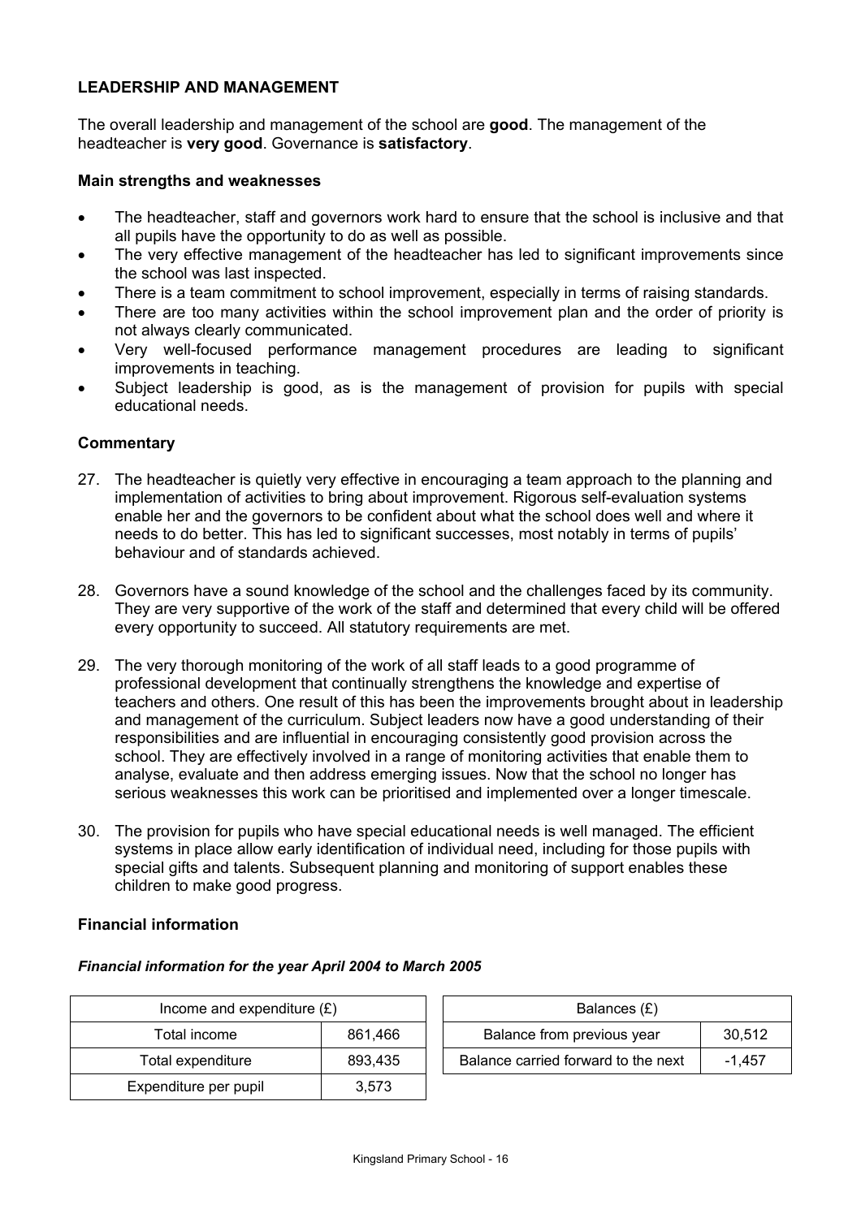## LEADERSHIP AND MANAGEMENT

The overall leadership and management of the school are **good**. The management of the headteacher is **very good**. Governance is **satisfactory**.

### Main strengths and weaknesses

- The headteacher, staff and governors work hard to ensure that the school is inclusive and that all pupils have the opportunity to do as well as possible.
- The very effective management of the headteacher has led to significant improvements since the school was last inspected.
- There is a team commitment to school improvement, especially in terms of raising standards.
- There are too many activities within the school improvement plan and the order of priority is not always clearly communicated.
- Very well-focused performance management procedures are leading to significant improvements in teaching.
- Subject leadership is good, as is the management of provision for pupils with special educational needs.

### Commentary

27. The headteacher is quietly very effective in encouraging a team approach to the planning and implementation of activities to bring about improvement. Rigorous self-evaluation systems enable her and the governors to be confident about what the school does well and where it needs to do better. This has led to significant successes, most notably in terms of pupils' behaviour and of standards achieved.

28. Governors have a sound knowledge of the school and the challenges faced by its community. They are very supportive of the work of the staff and determined that every child will be offered every opportunity to succeed. All statutory requirements are met.

29. The very thorough monitoring of the work of all staff leads to a good programme of professional development that continually strengthens the knowledge and expertise of teachers and others. One result of this has been the improvements brought about in leadership and management of the curriculum. Subject leaders now have a good understanding of their responsibilities and are influential in encouraging consistently good provision across the school. They are effectively involved in a range of monitoring activities that enable them to analyse, evaluate and then address emerging issues. Now that the school no longer has serious weaknesses this work can be prioritised and implemented over a longer timescale.

30. The provision for pupils who have special educational needs is well managed. The efficient systems in place allow early identification of individual need, including for those pupils with special gifts and talents. Subsequent planning and monitoring of support enables these children to make good progress.

### Financial information

***Financial information for the year April 2004 to March 2005***

| Income and expenditure (£) | |
|---|---|
| Total income | 861,466 |
| Total expenditure | 893,435 |
| Expenditure per pupil | 3,573 |

| Balances (£) | |
|---|---|
| Balance from previous year | 30,512 |
| Balance carried forward to the next | -1,457 |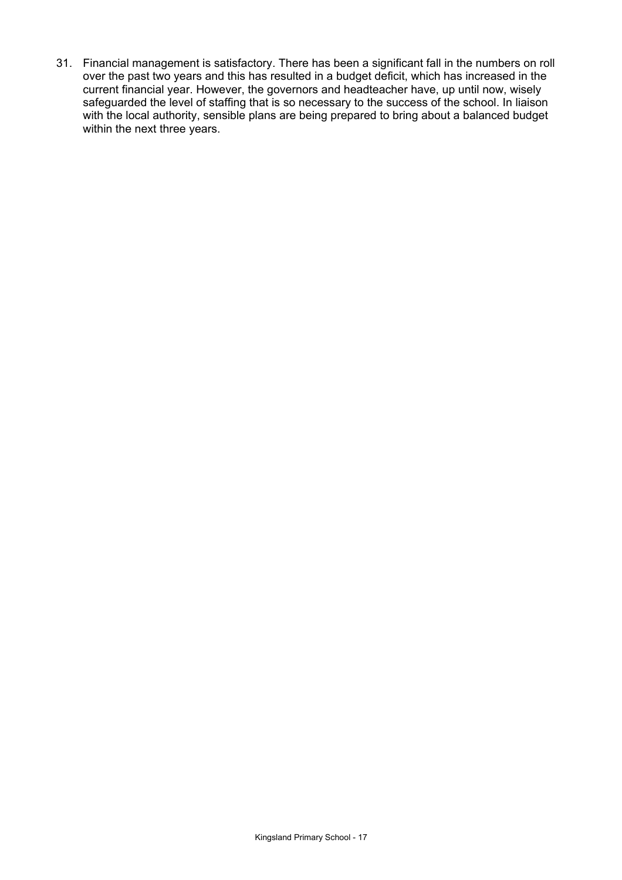31. Financial management is satisfactory. There has been a significant fall in the numbers on roll over the past two years and this has resulted in a budget deficit, which has increased in the current financial year. However, the governors and headteacher have, up until now, wisely safeguarded the level of staffing that is so necessary to the success of the school. In liaison with the local authority, sensible plans are being prepared to bring about a balanced budget within the next three years.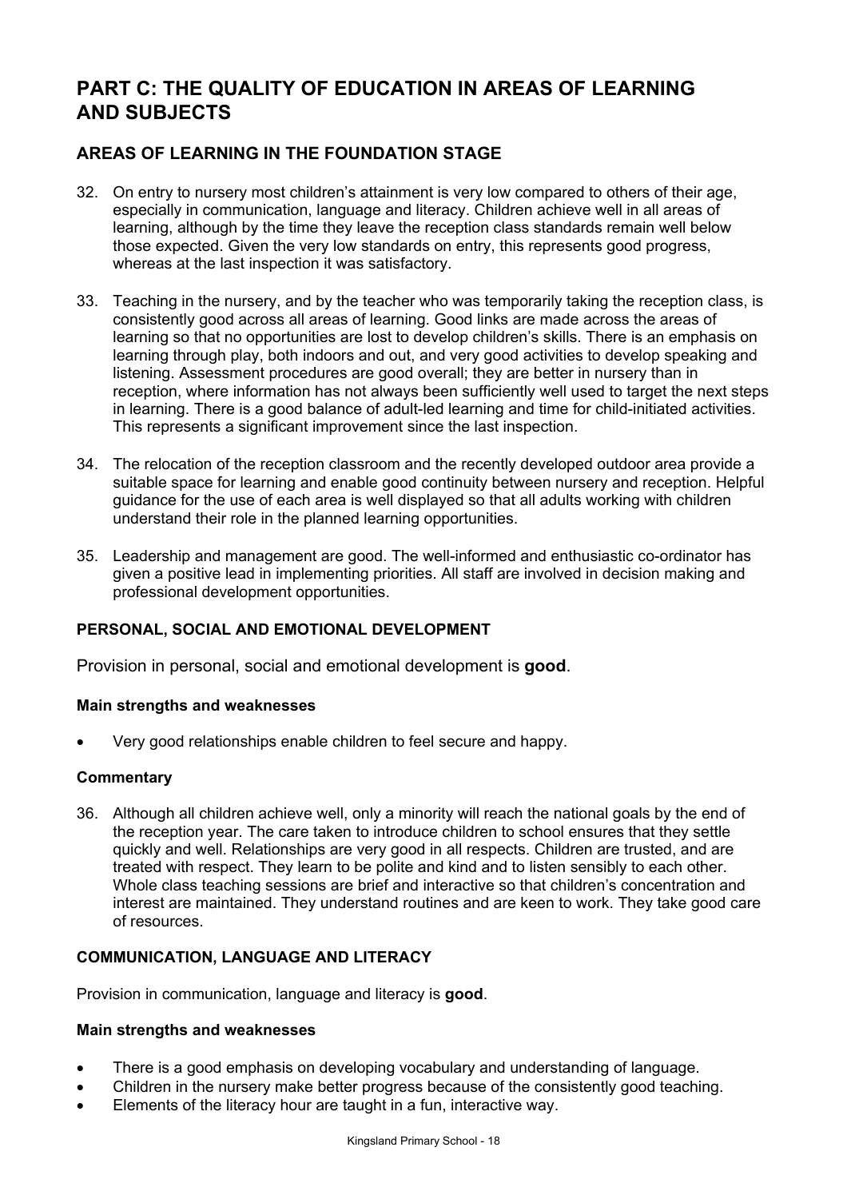# PART C: THE QUALITY OF EDUCATION IN AREAS OF LEARNING AND SUBJECTS

## AREAS OF LEARNING IN THE FOUNDATION STAGE

32. On entry to nursery most children's attainment is very low compared to others of their age, especially in communication, language and literacy. Children achieve well in all areas of learning, although by the time they leave the reception class standards remain well below those expected. Given the very low standards on entry, this represents good progress, whereas at the last inspection it was satisfactory.

33. Teaching in the nursery, and by the teacher who was temporarily taking the reception class, is consistently good across all areas of learning. Good links are made across the areas of learning so that no opportunities are lost to develop children's skills. There is an emphasis on learning through play, both indoors and out, and very good activities to develop speaking and listening. Assessment procedures are good overall; they are better in nursery than in reception, where information has not always been sufficiently well used to target the next steps in learning. There is a good balance of adult-led learning and time for child-initiated activities. This represents a significant improvement since the last inspection.

34. The relocation of the reception classroom and the recently developed outdoor area provide a suitable space for learning and enable good continuity between nursery and reception. Helpful guidance for the use of each area is well displayed so that all adults working with children understand their role in the planned learning opportunities.

35. Leadership and management are good. The well-informed and enthusiastic co-ordinator has given a positive lead in implementing priorities. All staff are involved in decision making and professional development opportunities.

### PERSONAL, SOCIAL AND EMOTIONAL DEVELOPMENT

Provision in personal, social and emotional development is **good**.

#### Main strengths and weaknesses

- Very good relationships enable children to feel secure and happy.

#### Commentary

36. Although all children achieve well, only a minority will reach the national goals by the end of the reception year. The care taken to introduce children to school ensures that they settle quickly and well. Relationships are very good in all respects. Children are trusted, and are treated with respect. They learn to be polite and kind and to listen sensibly to each other. Whole class teaching sessions are brief and interactive so that children's concentration and interest are maintained. They understand routines and are keen to work. They take good care of resources.

### COMMUNICATION, LANGUAGE AND LITERACY

Provision in communication, language and literacy is **good**.

#### Main strengths and weaknesses

- There is a good emphasis on developing vocabulary and understanding of language.
- Children in the nursery make better progress because of the consistently good teaching.
- Elements of the literacy hour are taught in a fun, interactive way.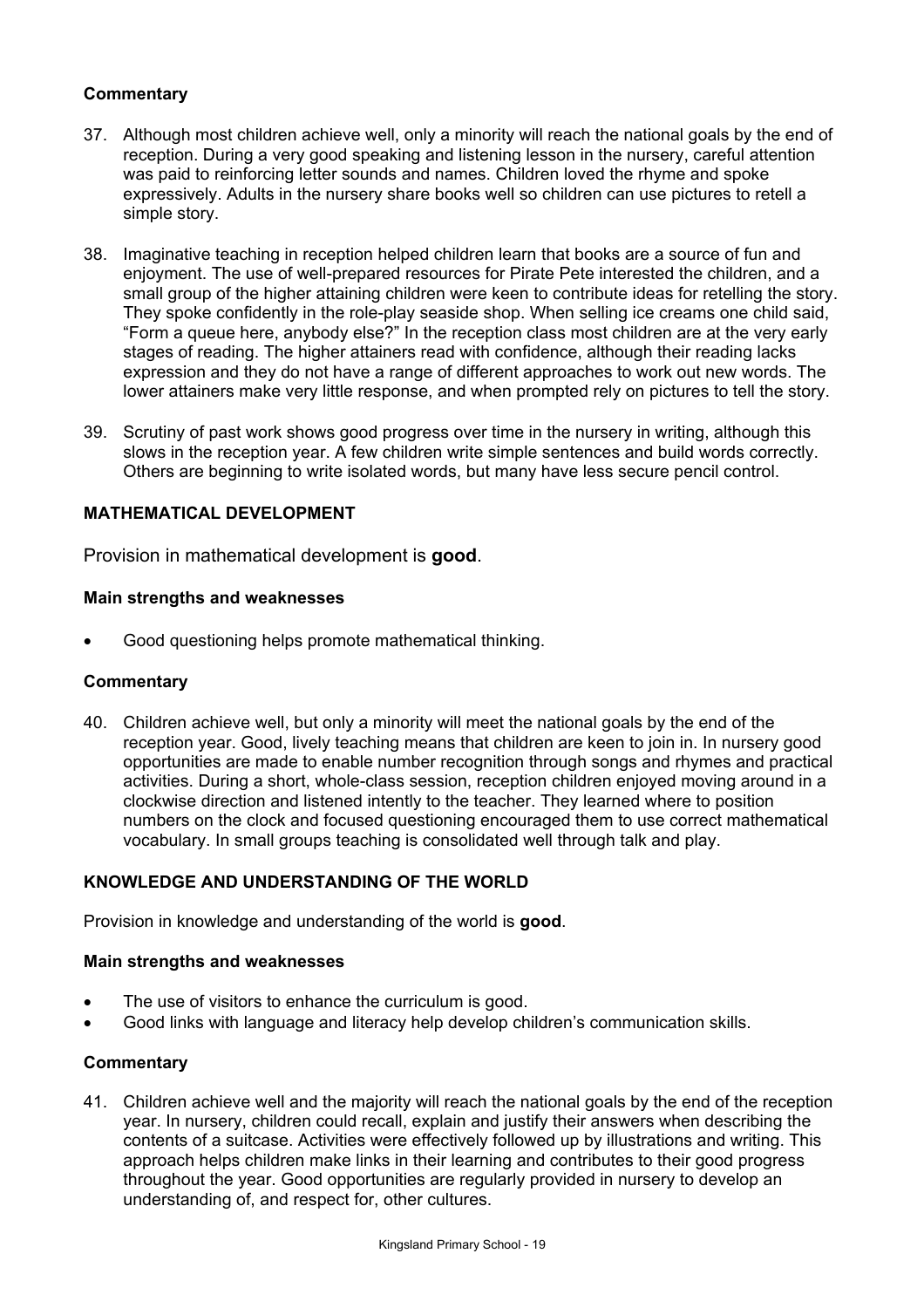**Commentary**

37. Although most children achieve well, only a minority will reach the national goals by the end of reception. During a very good speaking and listening lesson in the nursery, careful attention was paid to reinforcing letter sounds and names. Children loved the rhyme and spoke expressively. Adults in the nursery share books well so children can use pictures to retell a simple story.

38. Imaginative teaching in reception helped children learn that books are a source of fun and enjoyment. The use of well-prepared resources for Pirate Pete interested the children, and a small group of the higher attaining children were keen to contribute ideas for retelling the story. They spoke confidently in the role-play seaside shop. When selling ice creams one child said, "Form a queue here, anybody else?" In the reception class most children are at the very early stages of reading. The higher attainers read with confidence, although their reading lacks expression and they do not have a range of different approaches to work out new words. The lower attainers make very little response, and when prompted rely on pictures to tell the story.

39. Scrutiny of past work shows good progress over time in the nursery in writing, although this slows in the reception year. A few children write simple sentences and build words correctly. Others are beginning to write isolated words, but many have less secure pencil control.

## MATHEMATICAL DEVELOPMENT

Provision in mathematical development is **good**.

**Main strengths and weaknesses**

- Good questioning helps promote mathematical thinking.

**Commentary**

40. Children achieve well, but only a minority will meet the national goals by the end of the reception year. Good, lively teaching means that children are keen to join in. In nursery good opportunities are made to enable number recognition through songs and rhymes and practical activities. During a short, whole-class session, reception children enjoyed moving around in a clockwise direction and listened intently to the teacher. They learned where to position numbers on the clock and focused questioning encouraged them to use correct mathematical vocabulary. In small groups teaching is consolidated well through talk and play.

## KNOWLEDGE AND UNDERSTANDING OF THE WORLD

Provision in knowledge and understanding of the world is **good**.

**Main strengths and weaknesses**

- The use of visitors to enhance the curriculum is good.
- Good links with language and literacy help develop children's communication skills.

**Commentary**

41. Children achieve well and the majority will reach the national goals by the end of the reception year. In nursery, children could recall, explain and justify their answers when describing the contents of a suitcase. Activities were effectively followed up by illustrations and writing. This approach helps children make links in their learning and contributes to their good progress throughout the year. Good opportunities are regularly provided in nursery to develop an understanding of, and respect for, other cultures.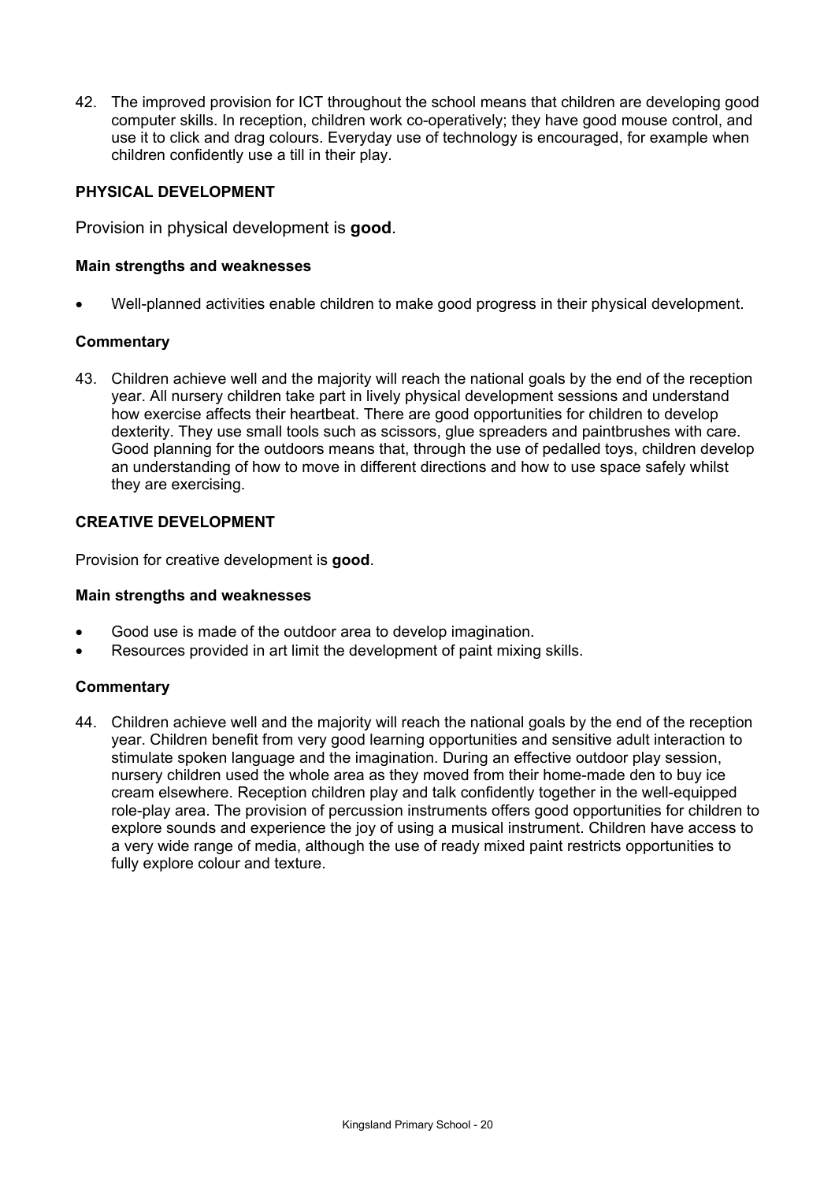42. The improved provision for ICT throughout the school means that children are developing good computer skills. In reception, children work co-operatively; they have good mouse control, and use it to click and drag colours. Everyday use of technology is encouraged, for example when children confidently use a till in their play.

### PHYSICAL DEVELOPMENT

Provision in physical development is **good**.

#### Main strengths and weaknesses

- Well-planned activities enable children to make good progress in their physical development.

#### Commentary

43. Children achieve well and the majority will reach the national goals by the end of the reception year. All nursery children take part in lively physical development sessions and understand how exercise affects their heartbeat. There are good opportunities for children to develop dexterity. They use small tools such as scissors, glue spreaders and paintbrushes with care. Good planning for the outdoors means that, through the use of pedalled toys, children develop an understanding of how to move in different directions and how to use space safely whilst they are exercising.

### CREATIVE DEVELOPMENT

Provision for creative development is **good**.

#### Main strengths and weaknesses

- Good use is made of the outdoor area to develop imagination.
- Resources provided in art limit the development of paint mixing skills.

#### Commentary

44. Children achieve well and the majority will reach the national goals by the end of the reception year. Children benefit from very good learning opportunities and sensitive adult interaction to stimulate spoken language and the imagination. During an effective outdoor play session, nursery children used the whole area as they moved from their home-made den to buy ice cream elsewhere. Reception children play and talk confidently together in the well-equipped role-play area. The provision of percussion instruments offers good opportunities for children to explore sounds and experience the joy of using a musical instrument. Children have access to a very wide range of media, although the use of ready mixed paint restricts opportunities to fully explore colour and texture.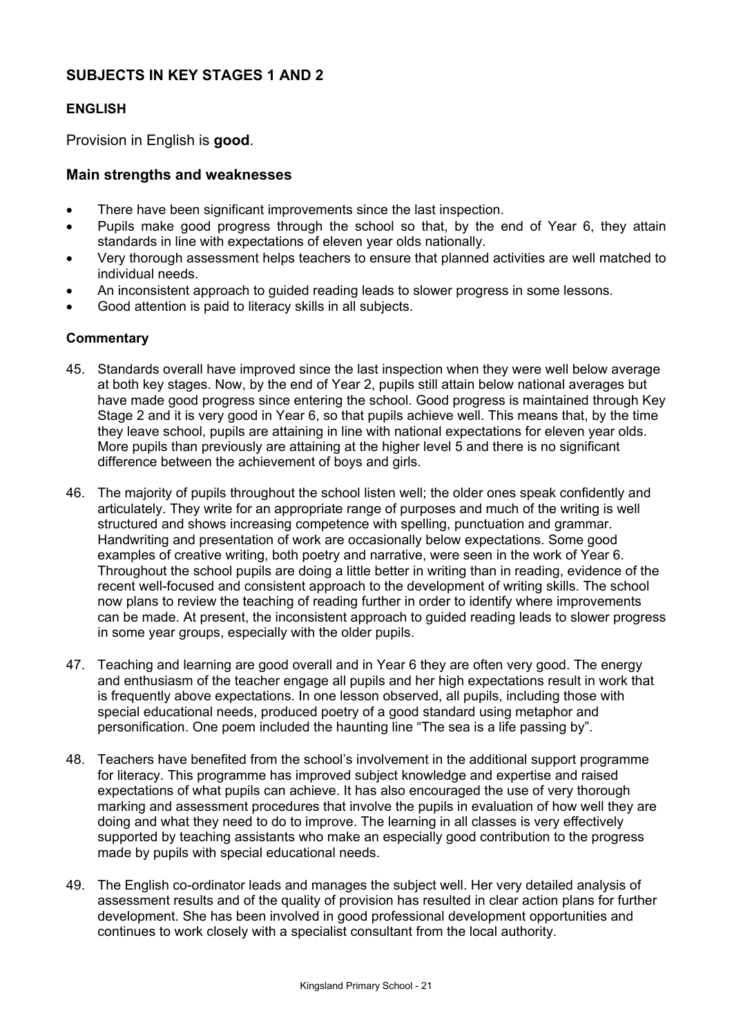## SUBJECTS IN KEY STAGES 1 AND 2

### ENGLISH

Provision in English is **good**.

### Main strengths and weaknesses

- There have been significant improvements since the last inspection.
- Pupils make good progress through the school so that, by the end of Year 6, they attain standards in line with expectations of eleven year olds nationally.
- Very thorough assessment helps teachers to ensure that planned activities are well matched to individual needs.
- An inconsistent approach to guided reading leads to slower progress in some lessons.
- Good attention is paid to literacy skills in all subjects.

#### Commentary

45. Standards overall have improved since the last inspection when they were well below average at both key stages. Now, by the end of Year 2, pupils still attain below national averages but have made good progress since entering the school. Good progress is maintained through Key Stage 2 and it is very good in Year 6, so that pupils achieve well. This means that, by the time they leave school, pupils are attaining in line with national expectations for eleven year olds. More pupils than previously are attaining at the higher level 5 and there is no significant difference between the achievement of boys and girls.

46. The majority of pupils throughout the school listen well; the older ones speak confidently and articulately. They write for an appropriate range of purposes and much of the writing is well structured and shows increasing competence with spelling, punctuation and grammar. Handwriting and presentation of work are occasionally below expectations. Some good examples of creative writing, both poetry and narrative, were seen in the work of Year 6. Throughout the school pupils are doing a little better in writing than in reading, evidence of the recent well-focused and consistent approach to the development of writing skills. The school now plans to review the teaching of reading further in order to identify where improvements can be made. At present, the inconsistent approach to guided reading leads to slower progress in some year groups, especially with the older pupils.

47. Teaching and learning are good overall and in Year 6 they are often very good. The energy and enthusiasm of the teacher engage all pupils and her high expectations result in work that is frequently above expectations. In one lesson observed, all pupils, including those with special educational needs, produced poetry of a good standard using metaphor and personification. One poem included the haunting line "The sea is a life passing by".

48. Teachers have benefited from the school's involvement in the additional support programme for literacy. This programme has improved subject knowledge and expertise and raised expectations of what pupils can achieve. It has also encouraged the use of very thorough marking and assessment procedures that involve the pupils in evaluation of how well they are doing and what they need to do to improve. The learning in all classes is very effectively supported by teaching assistants who make an especially good contribution to the progress made by pupils with special educational needs.

49. The English co-ordinator leads and manages the subject well. Her very detailed analysis of assessment results and of the quality of provision has resulted in clear action plans for further development. She has been involved in good professional development opportunities and continues to work closely with a specialist consultant from the local authority.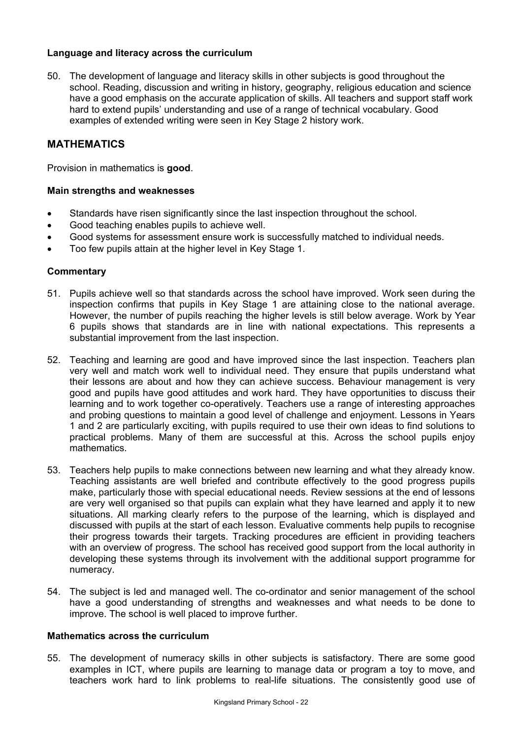**Language and literacy across the curriculum**

50. The development of language and literacy skills in other subjects is good throughout the school. Reading, discussion and writing in history, geography, religious education and science have a good emphasis on the accurate application of skills. All teachers and support staff work hard to extend pupils' understanding and use of a range of technical vocabulary. Good examples of extended writing were seen in Key Stage 2 history work.

## MATHEMATICS

Provision in mathematics is **good**.

**Main strengths and weaknesses**

- Standards have risen significantly since the last inspection throughout the school.
- Good teaching enables pupils to achieve well.
- Good systems for assessment ensure work is successfully matched to individual needs.
- Too few pupils attain at the higher level in Key Stage 1.

**Commentary**

51. Pupils achieve well so that standards across the school have improved. Work seen during the inspection confirms that pupils in Key Stage 1 are attaining close to the national average. However, the number of pupils reaching the higher levels is still below average. Work by Year 6 pupils shows that standards are in line with national expectations. This represents a substantial improvement from the last inspection.

52. Teaching and learning are good and have improved since the last inspection. Teachers plan very well and match work well to individual need. They ensure that pupils understand what their lessons are about and how they can achieve success. Behaviour management is very good and pupils have good attitudes and work hard. They have opportunities to discuss their learning and to work together co-operatively. Teachers use a range of interesting approaches and probing questions to maintain a good level of challenge and enjoyment. Lessons in Years 1 and 2 are particularly exciting, with pupils required to use their own ideas to find solutions to practical problems. Many of them are successful at this. Across the school pupils enjoy mathematics.

53. Teachers help pupils to make connections between new learning and what they already know. Teaching assistants are well briefed and contribute effectively to the good progress pupils make, particularly those with special educational needs. Review sessions at the end of lessons are very well organised so that pupils can explain what they have learned and apply it to new situations. All marking clearly refers to the purpose of the learning, which is displayed and discussed with pupils at the start of each lesson. Evaluative comments help pupils to recognise their progress towards their targets. Tracking procedures are efficient in providing teachers with an overview of progress. The school has received good support from the local authority in developing these systems through its involvement with the additional support programme for numeracy.

54. The subject is led and managed well. The co-ordinator and senior management of the school have a good understanding of strengths and weaknesses and what needs to be done to improve. The school is well placed to improve further.

**Mathematics across the curriculum**

55. The development of numeracy skills in other subjects is satisfactory. There are some good examples in ICT, where pupils are learning to manage data or program a toy to move, and teachers work hard to link problems to real-life situations. The consistently good use of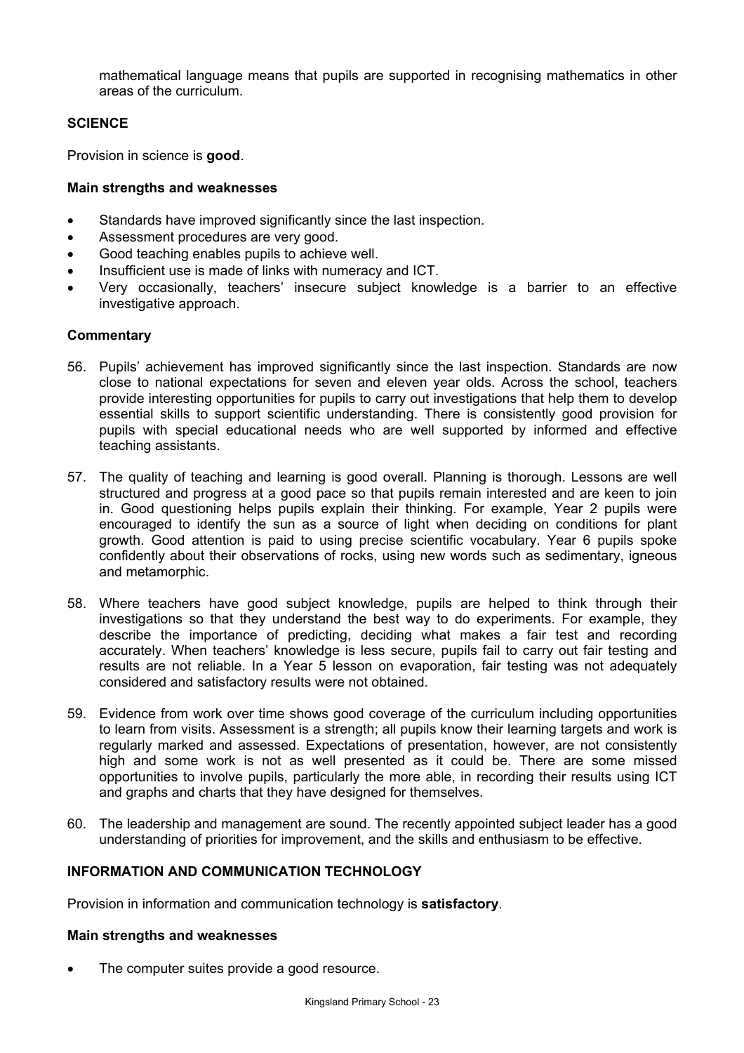mathematical language means that pupils are supported in recognising mathematics in other areas of the curriculum.

## SCIENCE

Provision in science is **good**.

### Main strengths and weaknesses

- Standards have improved significantly since the last inspection.
- Assessment procedures are very good.
- Good teaching enables pupils to achieve well.
- Insufficient use is made of links with numeracy and ICT.
- Very occasionally, teachers' insecure subject knowledge is a barrier to an effective investigative approach.

### Commentary

56. Pupils' achievement has improved significantly since the last inspection. Standards are now close to national expectations for seven and eleven year olds. Across the school, teachers provide interesting opportunities for pupils to carry out investigations that help them to develop essential skills to support scientific understanding. There is consistently good provision for pupils with special educational needs who are well supported by informed and effective teaching assistants.

57. The quality of teaching and learning is good overall. Planning is thorough. Lessons are well structured and progress at a good pace so that pupils remain interested and are keen to join in. Good questioning helps pupils explain their thinking. For example, Year 2 pupils were encouraged to identify the sun as a source of light when deciding on conditions for plant growth. Good attention is paid to using precise scientific vocabulary. Year 6 pupils spoke confidently about their observations of rocks, using new words such as sedimentary, igneous and metamorphic.

58. Where teachers have good subject knowledge, pupils are helped to think through their investigations so that they understand the best way to do experiments. For example, they describe the importance of predicting, deciding what makes a fair test and recording accurately. When teachers' knowledge is less secure, pupils fail to carry out fair testing and results are not reliable. In a Year 5 lesson on evaporation, fair testing was not adequately considered and satisfactory results were not obtained.

59. Evidence from work over time shows good coverage of the curriculum including opportunities to learn from visits. Assessment is a strength; all pupils know their learning targets and work is regularly marked and assessed. Expectations of presentation, however, are not consistently high and some work is not as well presented as it could be. There are some missed opportunities to involve pupils, particularly the more able, in recording their results using ICT and graphs and charts that they have designed for themselves.

60. The leadership and management are sound. The recently appointed subject leader has a good understanding of priorities for improvement, and the skills and enthusiasm to be effective.

## INFORMATION AND COMMUNICATION TECHNOLOGY

Provision in information and communication technology is **satisfactory**.

### Main strengths and weaknesses

- The computer suites provide a good resource.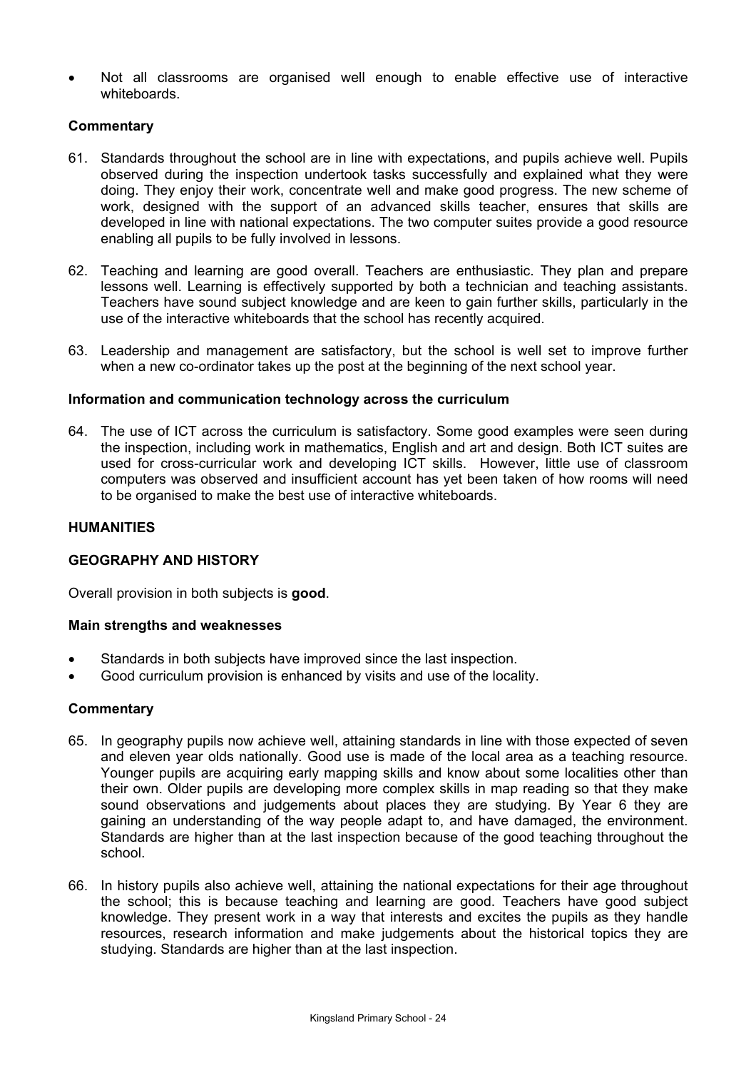- Not all classrooms are organised well enough to enable effective use of interactive whiteboards.

### Commentary

61. Standards throughout the school are in line with expectations, and pupils achieve well. Pupils observed during the inspection undertook tasks successfully and explained what they were doing. They enjoy their work, concentrate well and make good progress. The new scheme of work, designed with the support of an advanced skills teacher, ensures that skills are developed in line with national expectations. The two computer suites provide a good resource enabling all pupils to be fully involved in lessons.

62. Teaching and learning are good overall. Teachers are enthusiastic. They plan and prepare lessons well. Learning is effectively supported by both a technician and teaching assistants. Teachers have sound subject knowledge and are keen to gain further skills, particularly in the use of the interactive whiteboards that the school has recently acquired.

63. Leadership and management are satisfactory, but the school is well set to improve further when a new co-ordinator takes up the post at the beginning of the next school year.

### Information and communication technology across the curriculum

64. The use of ICT across the curriculum is satisfactory. Some good examples were seen during the inspection, including work in mathematics, English and art and design. Both ICT suites are used for cross-curricular work and developing ICT skills. However, little use of classroom computers was observed and insufficient account has yet been taken of how rooms will need to be organised to make the best use of interactive whiteboards.

## HUMANITIES

## GEOGRAPHY AND HISTORY

Overall provision in both subjects is **good**.

### Main strengths and weaknesses

- Standards in both subjects have improved since the last inspection.
- Good curriculum provision is enhanced by visits and use of the locality.

### Commentary

65. In geography pupils now achieve well, attaining standards in line with those expected of seven and eleven year olds nationally. Good use is made of the local area as a teaching resource. Younger pupils are acquiring early mapping skills and know about some localities other than their own. Older pupils are developing more complex skills in map reading so that they make sound observations and judgements about places they are studying. By Year 6 they are gaining an understanding of the way people adapt to, and have damaged, the environment. Standards are higher than at the last inspection because of the good teaching throughout the school.

66. In history pupils also achieve well, attaining the national expectations for their age throughout the school; this is because teaching and learning are good. Teachers have good subject knowledge. They present work in a way that interests and excites the pupils as they handle resources, research information and make judgements about the historical topics they are studying. Standards are higher than at the last inspection.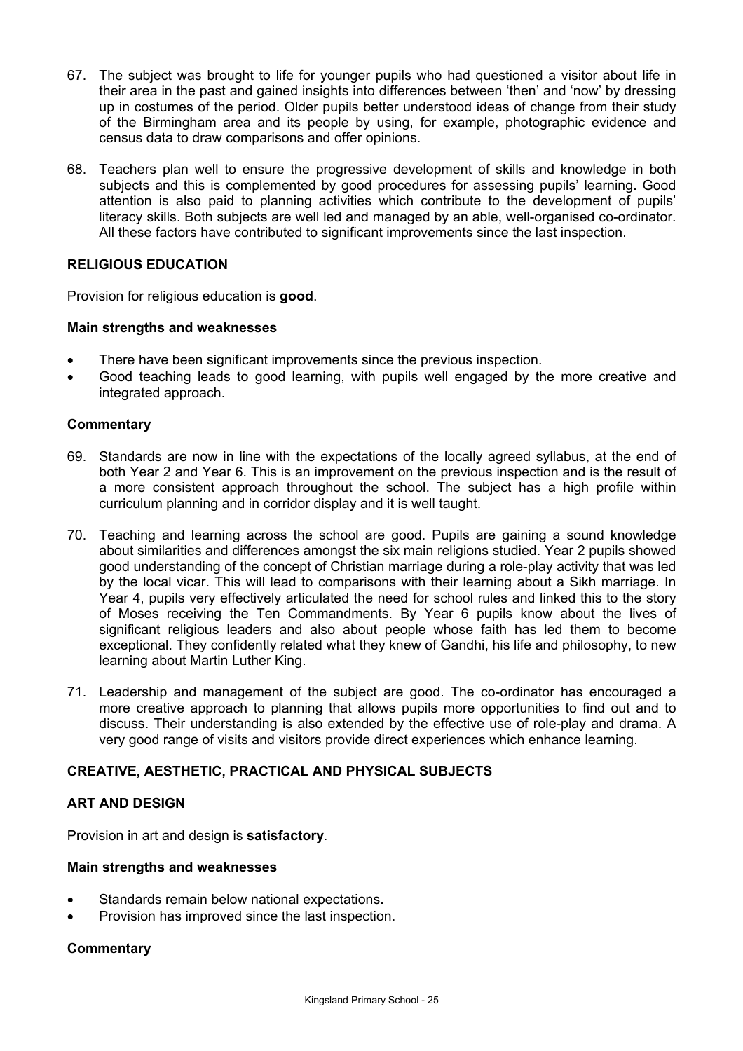67. The subject was brought to life for younger pupils who had questioned a visitor about life in their area in the past and gained insights into differences between 'then' and 'now' by dressing up in costumes of the period. Older pupils better understood ideas of change from their study of the Birmingham area and its people by using, for example, photographic evidence and census data to draw comparisons and offer opinions.

68. Teachers plan well to ensure the progressive development of skills and knowledge in both subjects and this is complemented by good procedures for assessing pupils' learning. Good attention is also paid to planning activities which contribute to the development of pupils' literacy skills. Both subjects are well led and managed by an able, well-organised co-ordinator. All these factors have contributed to significant improvements since the last inspection.

## RELIGIOUS EDUCATION

Provision for religious education is **good**.

### Main strengths and weaknesses

- There have been significant improvements since the previous inspection.
- Good teaching leads to good learning, with pupils well engaged by the more creative and integrated approach.

### Commentary

69. Standards are now in line with the expectations of the locally agreed syllabus, at the end of both Year 2 and Year 6. This is an improvement on the previous inspection and is the result of a more consistent approach throughout the school. The subject has a high profile within curriculum planning and in corridor display and it is well taught.

70. Teaching and learning across the school are good. Pupils are gaining a sound knowledge about similarities and differences amongst the six main religions studied. Year 2 pupils showed good understanding of the concept of Christian marriage during a role-play activity that was led by the local vicar. This will lead to comparisons with their learning about a Sikh marriage. In Year 4, pupils very effectively articulated the need for school rules and linked this to the story of Moses receiving the Ten Commandments. By Year 6 pupils know about the lives of significant religious leaders and also about people whose faith has led them to become exceptional. They confidently related what they knew of Gandhi, his life and philosophy, to new learning about Martin Luther King.

71. Leadership and management of the subject are good. The co-ordinator has encouraged a more creative approach to planning that allows pupils more opportunities to find out and to discuss. Their understanding is also extended by the effective use of role-play and drama. A very good range of visits and visitors provide direct experiences which enhance learning.

## CREATIVE, AESTHETIC, PRACTICAL AND PHYSICAL SUBJECTS

## ART AND DESIGN

Provision in art and design is **satisfactory**.

### Main strengths and weaknesses

- Standards remain below national expectations.
- Provision has improved since the last inspection.

### Commentary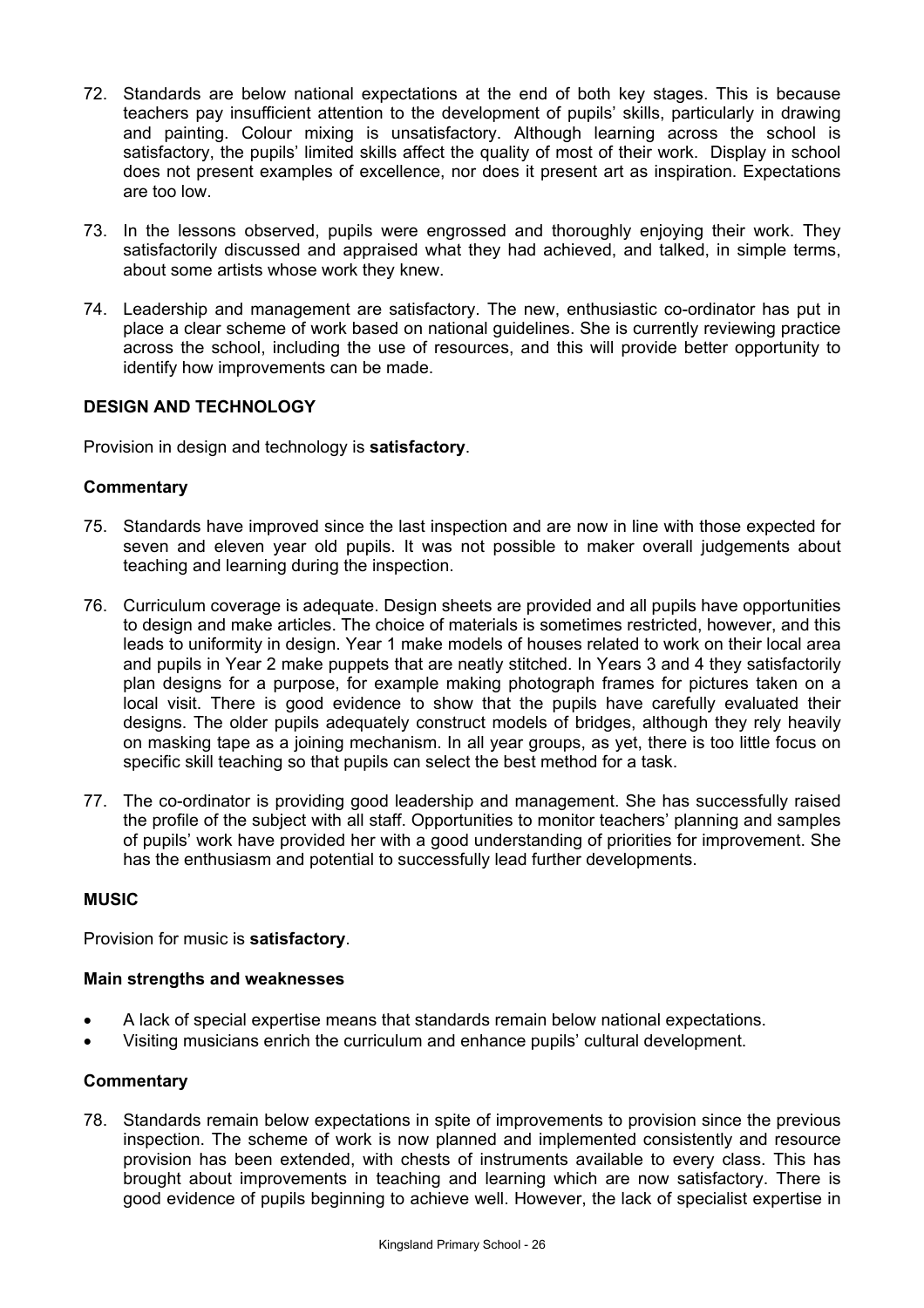72. Standards are below national expectations at the end of both key stages. This is because teachers pay insufficient attention to the development of pupils' skills, particularly in drawing and painting. Colour mixing is unsatisfactory. Although learning across the school is satisfactory, the pupils' limited skills affect the quality of most of their work. Display in school does not present examples of excellence, nor does it present art as inspiration. Expectations are too low.

73. In the lessons observed, pupils were engrossed and thoroughly enjoying their work. They satisfactorily discussed and appraised what they had achieved, and talked, in simple terms, about some artists whose work they knew.

74. Leadership and management are satisfactory. The new, enthusiastic co-ordinator has put in place a clear scheme of work based on national guidelines. She is currently reviewing practice across the school, including the use of resources, and this will provide better opportunity to identify how improvements can be made.

## DESIGN AND TECHNOLOGY

Provision in design and technology is **satisfactory**.

### Commentary

75. Standards have improved since the last inspection and are now in line with those expected for seven and eleven year old pupils. It was not possible to maker overall judgements about teaching and learning during the inspection.

76. Curriculum coverage is adequate. Design sheets are provided and all pupils have opportunities to design and make articles. The choice of materials is sometimes restricted, however, and this leads to uniformity in design. Year 1 make models of houses related to work on their local area and pupils in Year 2 make puppets that are neatly stitched. In Years 3 and 4 they satisfactorily plan designs for a purpose, for example making photograph frames for pictures taken on a local visit. There is good evidence to show that the pupils have carefully evaluated their designs. The older pupils adequately construct models of bridges, although they rely heavily on masking tape as a joining mechanism. In all year groups, as yet, there is too little focus on specific skill teaching so that pupils can select the best method for a task.

77. The co-ordinator is providing good leadership and management. She has successfully raised the profile of the subject with all staff. Opportunities to monitor teachers' planning and samples of pupils' work have provided her with a good understanding of priorities for improvement. She has the enthusiasm and potential to successfully lead further developments.

## MUSIC

Provision for music is **satisfactory**.

### Main strengths and weaknesses

- A lack of special expertise means that standards remain below national expectations.
- Visiting musicians enrich the curriculum and enhance pupils' cultural development.

### Commentary

78. Standards remain below expectations in spite of improvements to provision since the previous inspection. The scheme of work is now planned and implemented consistently and resource provision has been extended, with chests of instruments available to every class. This has brought about improvements in teaching and learning which are now satisfactory. There is good evidence of pupils beginning to achieve well. However, the lack of specialist expertise in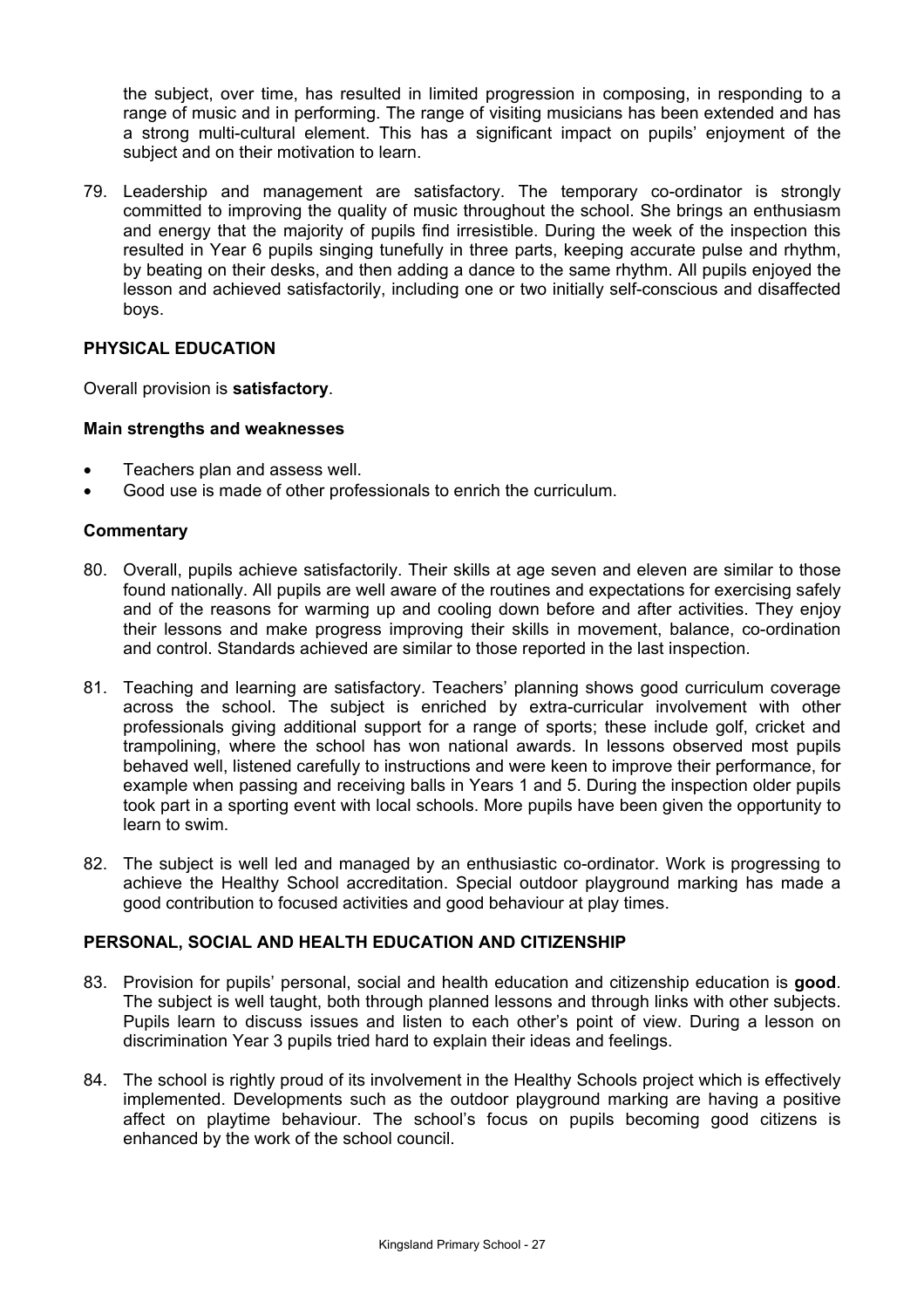the subject, over time, has resulted in limited progression in composing, in responding to a range of music and in performing. The range of visiting musicians has been extended and has a strong multi-cultural element. This has a significant impact on pupils' enjoyment of the subject and on their motivation to learn.

79. Leadership and management are satisfactory. The temporary co-ordinator is strongly committed to improving the quality of music throughout the school. She brings an enthusiasm and energy that the majority of pupils find irresistible. During the week of the inspection this resulted in Year 6 pupils singing tunefully in three parts, keeping accurate pulse and rhythm, by beating on their desks, and then adding a dance to the same rhythm. All pupils enjoyed the lesson and achieved satisfactorily, including one or two initially self-conscious and disaffected boys.

### PHYSICAL EDUCATION

Overall provision is **satisfactory**.

#### Main strengths and weaknesses

- Teachers plan and assess well.
- Good use is made of other professionals to enrich the curriculum.

#### Commentary

80. Overall, pupils achieve satisfactorily. Their skills at age seven and eleven are similar to those found nationally. All pupils are well aware of the routines and expectations for exercising safely and of the reasons for warming up and cooling down before and after activities. They enjoy their lessons and make progress improving their skills in movement, balance, co-ordination and control. Standards achieved are similar to those reported in the last inspection.

81. Teaching and learning are satisfactory. Teachers' planning shows good curriculum coverage across the school. The subject is enriched by extra-curricular involvement with other professionals giving additional support for a range of sports; these include golf, cricket and trampolining, where the school has won national awards. In lessons observed most pupils behaved well, listened carefully to instructions and were keen to improve their performance, for example when passing and receiving balls in Years 1 and 5. During the inspection older pupils took part in a sporting event with local schools. More pupils have been given the opportunity to learn to swim.

82. The subject is well led and managed by an enthusiastic co-ordinator. Work is progressing to achieve the Healthy School accreditation. Special outdoor playground marking has made a good contribution to focused activities and good behaviour at play times.

### PERSONAL, SOCIAL AND HEALTH EDUCATION AND CITIZENSHIP

83. Provision for pupils' personal, social and health education and citizenship education is **good**. The subject is well taught, both through planned lessons and through links with other subjects. Pupils learn to discuss issues and listen to each other's point of view. During a lesson on discrimination Year 3 pupils tried hard to explain their ideas and feelings.

84. The school is rightly proud of its involvement in the Healthy Schools project which is effectively implemented. Developments such as the outdoor playground marking are having a positive affect on playtime behaviour. The school's focus on pupils becoming good citizens is enhanced by the work of the school council.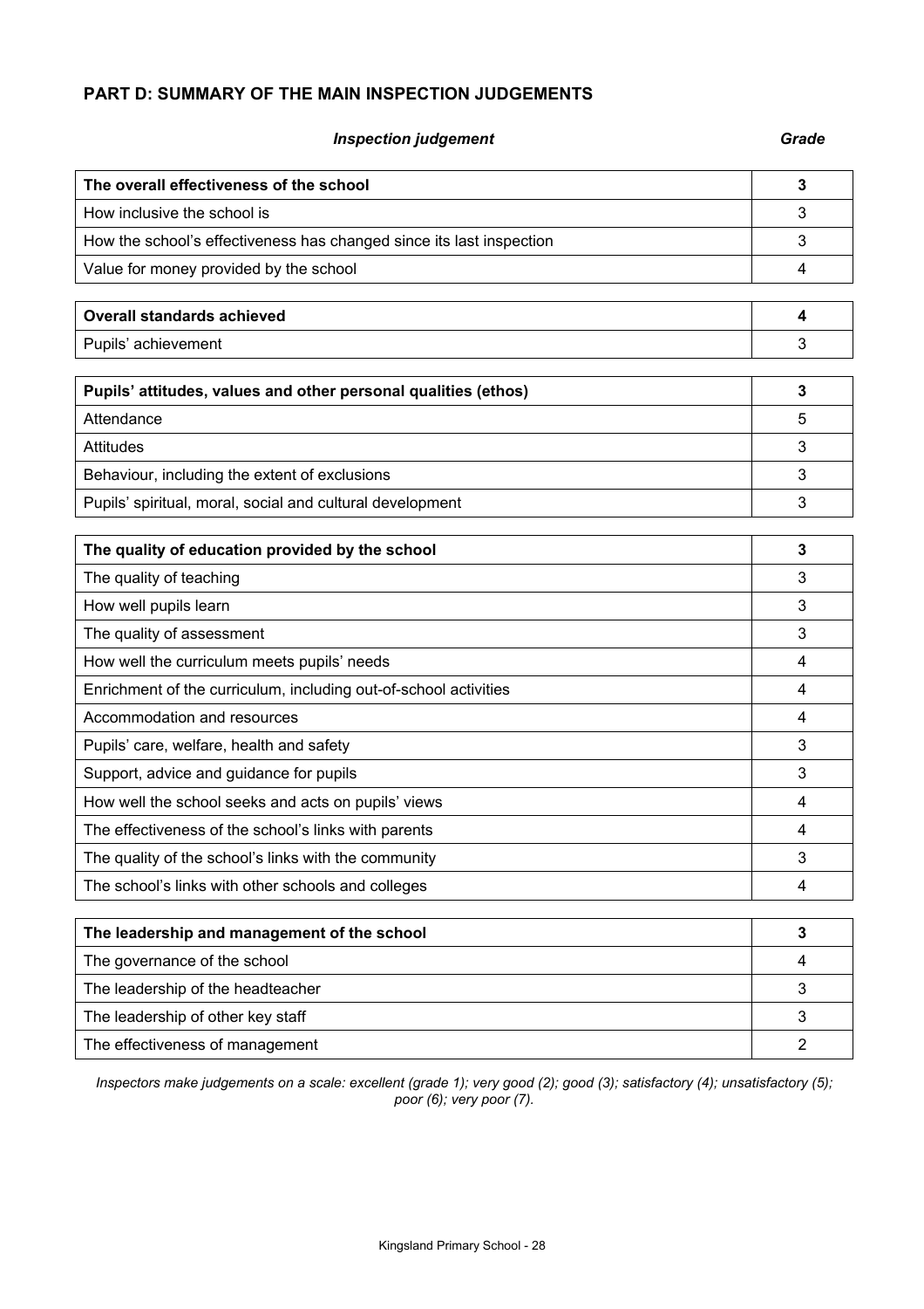## PART D: SUMMARY OF THE MAIN INSPECTION JUDGEMENTS

| *Inspection judgement* | *Grade* |
|---|---|
| **The overall effectiveness of the school** | **3** |
| How inclusive the school is | 3 |
| How the school's effectiveness has changed since its last inspection | 3 |
| Value for money provided by the school | 4 |

| | |
|---|---|
| **Overall standards achieved** | **4** |
| Pupils' achievement | 3 |

| | |
|---|---|
| **Pupils' attitudes, values and other personal qualities (ethos)** | **3** |
| Attendance | 5 |
| Attitudes | 3 |
| Behaviour, including the extent of exclusions | 3 |
| Pupils' spiritual, moral, social and cultural development | 3 |

| | |
|---|---|
| **The quality of education provided by the school** | **3** |
| The quality of teaching | 3 |
| How well pupils learn | 3 |
| The quality of assessment | 3 |
| How well the curriculum meets pupils' needs | 4 |
| Enrichment of the curriculum, including out-of-school activities | 4 |
| Accommodation and resources | 4 |
| Pupils' care, welfare, health and safety | 3 |
| Support, advice and guidance for pupils | 3 |
| How well the school seeks and acts on pupils' views | 4 |
| The effectiveness of the school's links with parents | 4 |
| The quality of the school's links with the community | 3 |
| The school's links with other schools and colleges | 4 |

| | |
|---|---|
| **The leadership and management of the school** | **3** |
| The governance of the school | 4 |
| The leadership of the headteacher | 3 |
| The leadership of other key staff | 3 |
| The effectiveness of management | 2 |

*Inspectors make judgements on a scale: excellent (grade 1); very good (2); good (3); satisfactory (4); unsatisfactory (5); poor (6); very poor (7).*